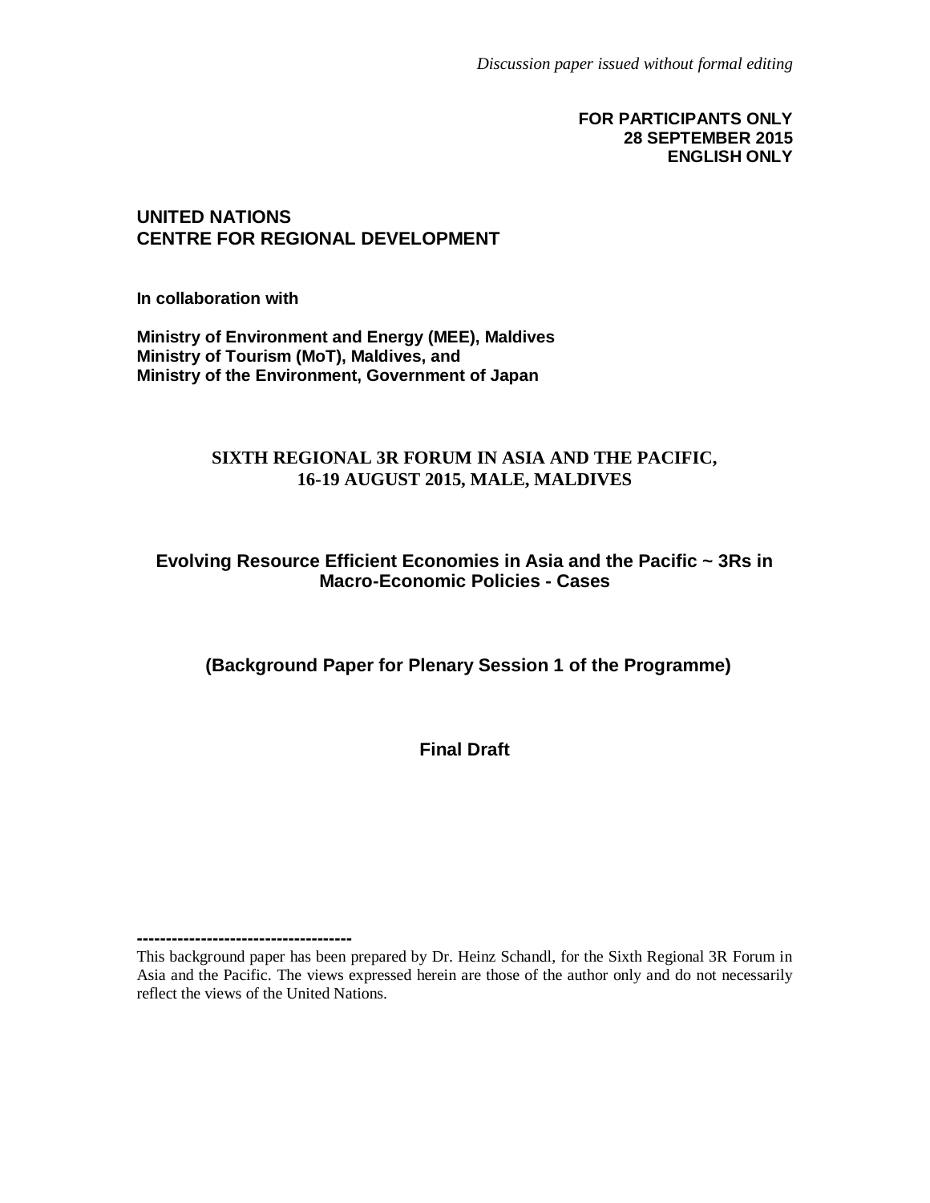*Discussion paper issued without formal editing*

**FOR PARTICIPANTS ONLY**
**28 SEPTEMBER 2015**
**ENGLISH ONLY**

**UNITED NATIONS**
**CENTRE FOR REGIONAL DEVELOPMENT**

**In collaboration with**

**Ministry of Environment and Energy (MEE), Maldives**
**Ministry of Tourism (MoT), Maldives, and**
**Ministry of the Environment, Government of Japan**

**SIXTH REGIONAL 3R FORUM IN ASIA AND THE PACIFIC,**
**16-19 AUGUST 2015, MALE, MALDIVES**

# Evolving Resource Efficient Economies in Asia and the Pacific ~ 3Rs in Macro-Economic Policies - Cases

**(Background Paper for Plenary Session 1 of the Programme)**

**Final Draft**

-------------------------------------

This background paper has been prepared by Dr. Heinz Schandl, for the Sixth Regional 3R Forum in Asia and the Pacific. The views expressed herein are those of the author only and do not necessarily reflect the views of the United Nations.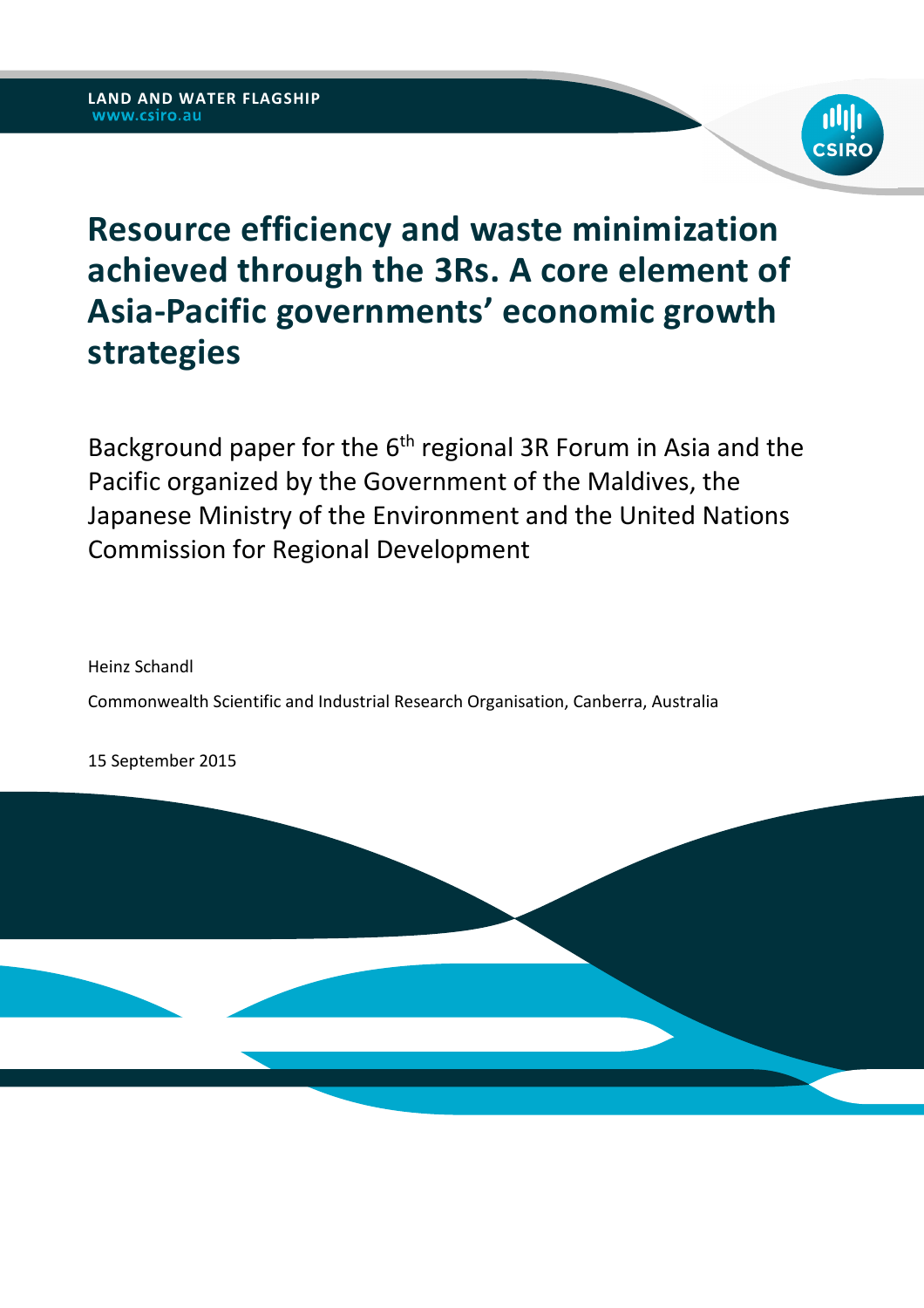LAND AND WATER FLAGSHIP
www.csiro.au

# Resource efficiency and waste minimization achieved through the 3Rs. A core element of Asia-Pacific governments' economic growth strategies

Background paper for the 6th regional 3R Forum in Asia and the Pacific organized by the Government of the Maldives, the Japanese Ministry of the Environment and the United Nations Commission for Regional Development

Heinz Schandl

Commonwealth Scientific and Industrial Research Organisation, Canberra, Australia

15 September 2015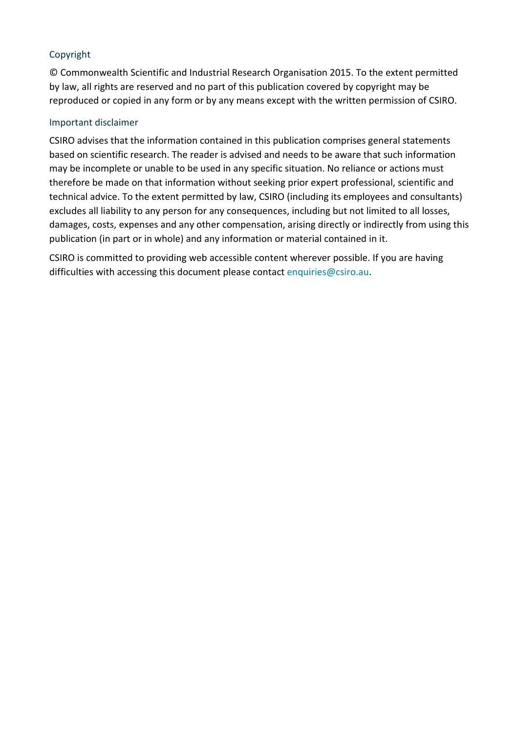### Copyright

© Commonwealth Scientific and Industrial Research Organisation 2015. To the extent permitted by law, all rights are reserved and no part of this publication covered by copyright may be reproduced or copied in any form or by any means except with the written permission of CSIRO.

### Important disclaimer

CSIRO advises that the information contained in this publication comprises general statements based on scientific research. The reader is advised and needs to be aware that such information may be incomplete or unable to be used in any specific situation. No reliance or actions must therefore be made on that information without seeking prior expert professional, scientific and technical advice. To the extent permitted by law, CSIRO (including its employees and consultants) excludes all liability to any person for any consequences, including but not limited to all losses, damages, costs, expenses and any other compensation, arising directly or indirectly from using this publication (in part or in whole) and any information or material contained in it.

CSIRO is committed to providing web accessible content wherever possible. If you are having difficulties with accessing this document please contact enquiries@csiro.au.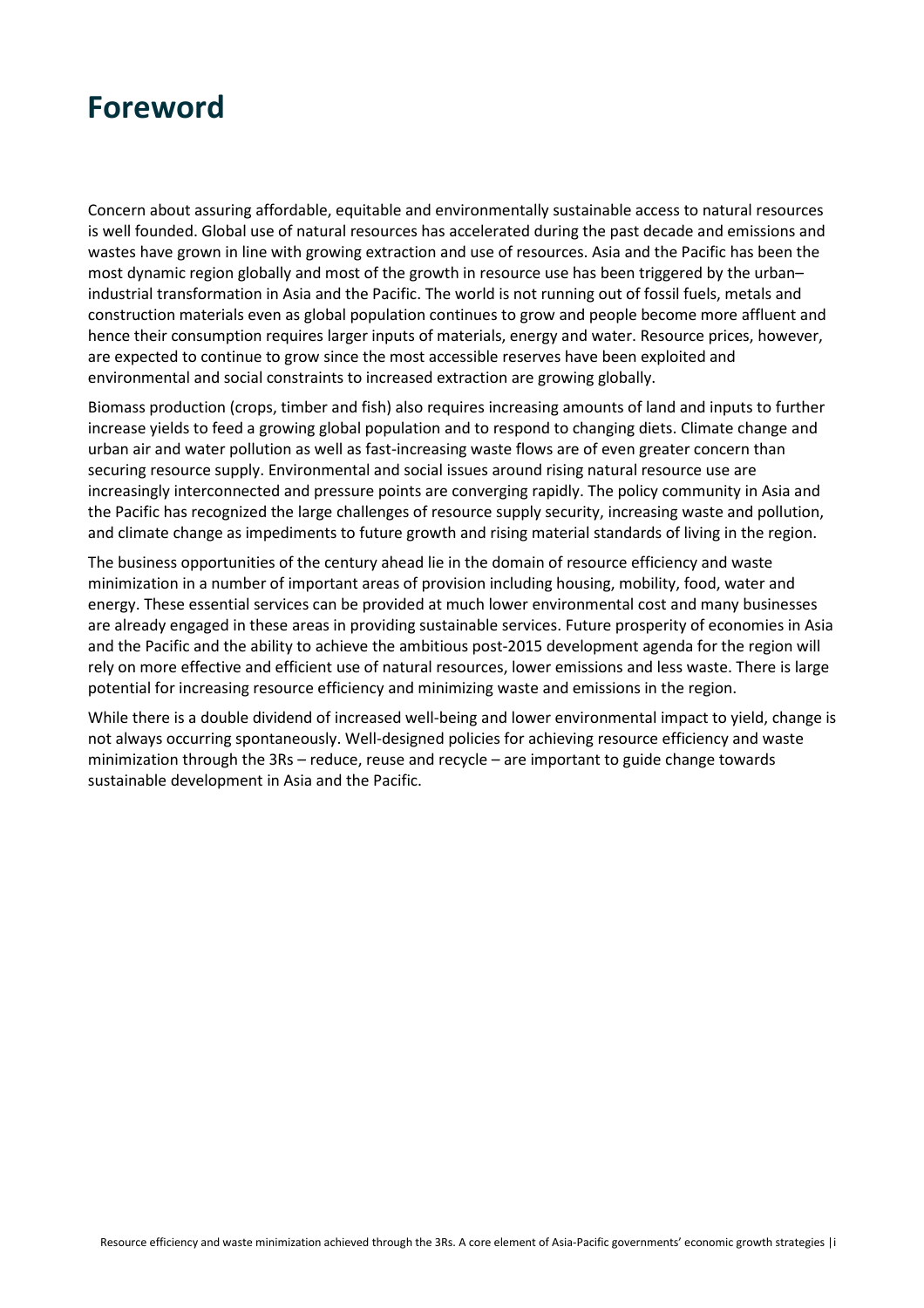# Foreword

Concern about assuring affordable, equitable and environmentally sustainable access to natural resources is well founded. Global use of natural resources has accelerated during the past decade and emissions and wastes have grown in line with growing extraction and use of resources. Asia and the Pacific has been the most dynamic region globally and most of the growth in resource use has been triggered by the urban–industrial transformation in Asia and the Pacific. The world is not running out of fossil fuels, metals and construction materials even as global population continues to grow and people become more affluent and hence their consumption requires larger inputs of materials, energy and water. Resource prices, however, are expected to continue to grow since the most accessible reserves have been exploited and environmental and social constraints to increased extraction are growing globally.

Biomass production (crops, timber and fish) also requires increasing amounts of land and inputs to further increase yields to feed a growing global population and to respond to changing diets. Climate change and urban air and water pollution as well as fast-increasing waste flows are of even greater concern than securing resource supply. Environmental and social issues around rising natural resource use are increasingly interconnected and pressure points are converging rapidly. The policy community in Asia and the Pacific has recognized the large challenges of resource supply security, increasing waste and pollution, and climate change as impediments to future growth and rising material standards of living in the region.

The business opportunities of the century ahead lie in the domain of resource efficiency and waste minimization in a number of important areas of provision including housing, mobility, food, water and energy. These essential services can be provided at much lower environmental cost and many businesses are already engaged in these areas in providing sustainable services. Future prosperity of economies in Asia and the Pacific and the ability to achieve the ambitious post-2015 development agenda for the region will rely on more effective and efficient use of natural resources, lower emissions and less waste. There is large potential for increasing resource efficiency and minimizing waste and emissions in the region.

While there is a double dividend of increased well-being and lower environmental impact to yield, change is not always occurring spontaneously. Well-designed policies for achieving resource efficiency and waste minimization through the 3Rs – reduce, reuse and recycle – are important to guide change towards sustainable development in Asia and the Pacific.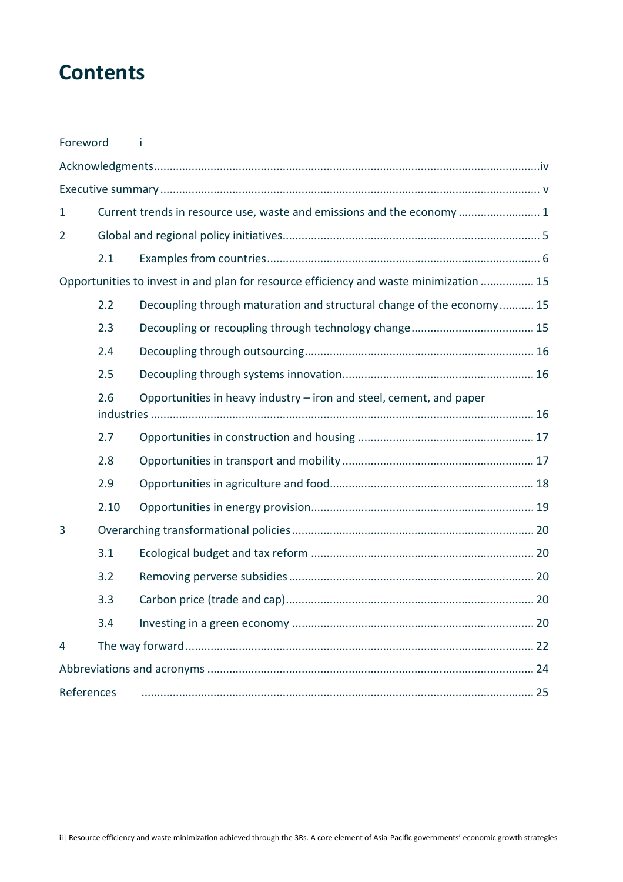# Contents

Foreword i

Acknowledgments ... iv

Executive summary ... v

1 Current trends in resource use, waste and emissions and the economy ... 1

2 Global and regional policy initiatives ... 5

- 2.1 Examples from countries ... 6

Opportunities to invest in and plan for resource efficiency and waste minimization ... 15

- 2.2 Decoupling through maturation and structural change of the economy ... 15
- 2.3 Decoupling or recoupling through technology change ... 15
- 2.4 Decoupling through outsourcing ... 16
- 2.5 Decoupling through systems innovation ... 16
- 2.6 Opportunities in heavy industry – iron and steel, cement, and paper industries ... 16
- 2.7 Opportunities in construction and housing ... 17
- 2.8 Opportunities in transport and mobility ... 17
- 2.9 Opportunities in agriculture and food ... 18
- 2.10 Opportunities in energy provision ... 19

3 Overarching transformational policies ... 20

- 3.1 Ecological budget and tax reform ... 20
- 3.2 Removing perverse subsidies ... 20
- 3.3 Carbon price (trade and cap) ... 20
- 3.4 Investing in a green economy ... 20

4 The way forward ... 22

Abbreviations and acronyms ... 24

References ... 25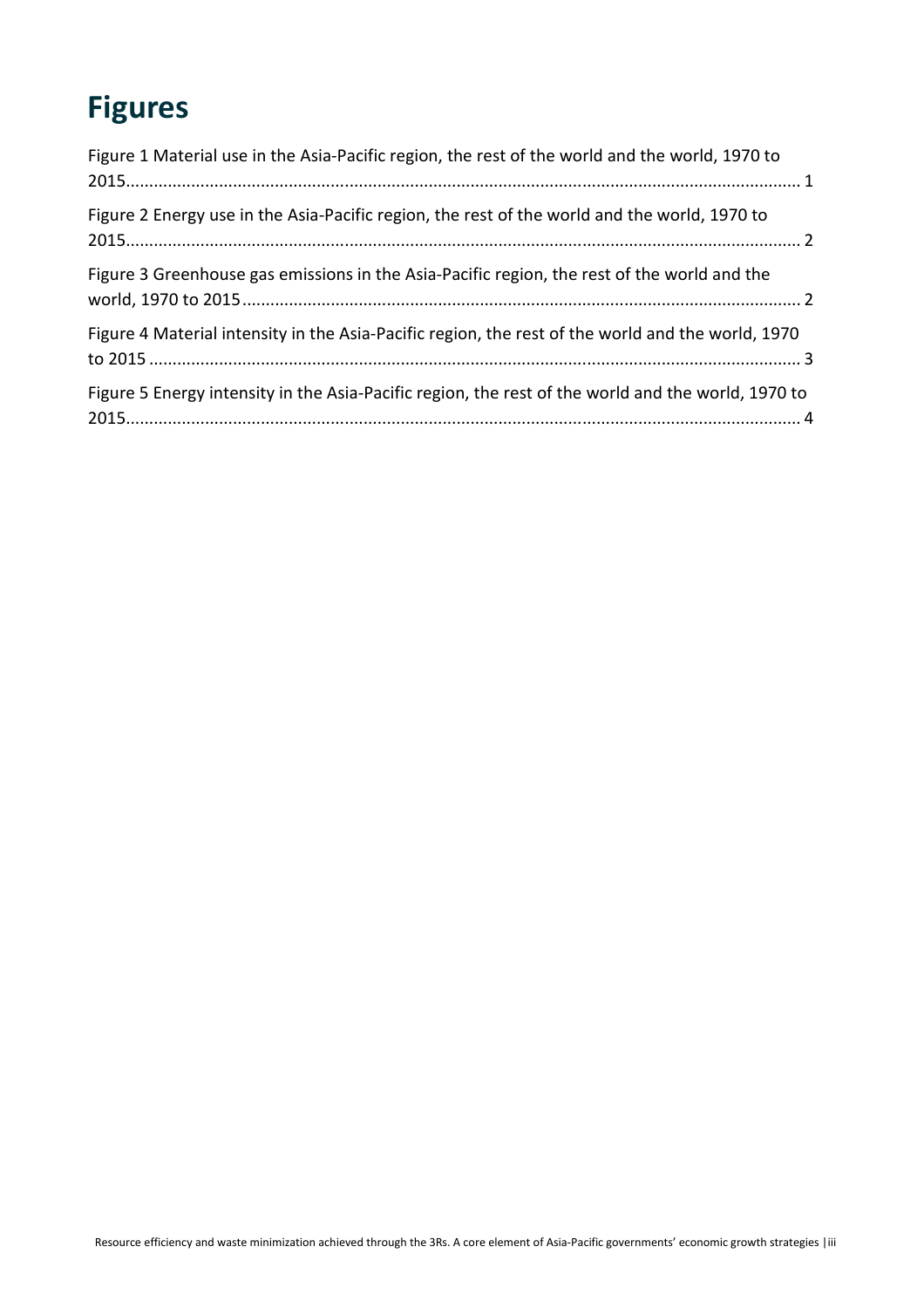# Figures

Figure 1 Material use in the Asia-Pacific region, the rest of the world and the world, 1970 to 2015 ........ 1

Figure 2 Energy use in the Asia-Pacific region, the rest of the world and the world, 1970 to 2015 ........ 2

Figure 3 Greenhouse gas emissions in the Asia-Pacific region, the rest of the world and the world, 1970 to 2015 ........ 2

Figure 4 Material intensity in the Asia-Pacific region, the rest of the world and the world, 1970 to 2015 ........ 3

Figure 5 Energy intensity in the Asia-Pacific region, the rest of the world and the world, 1970 to 2015 ........ 4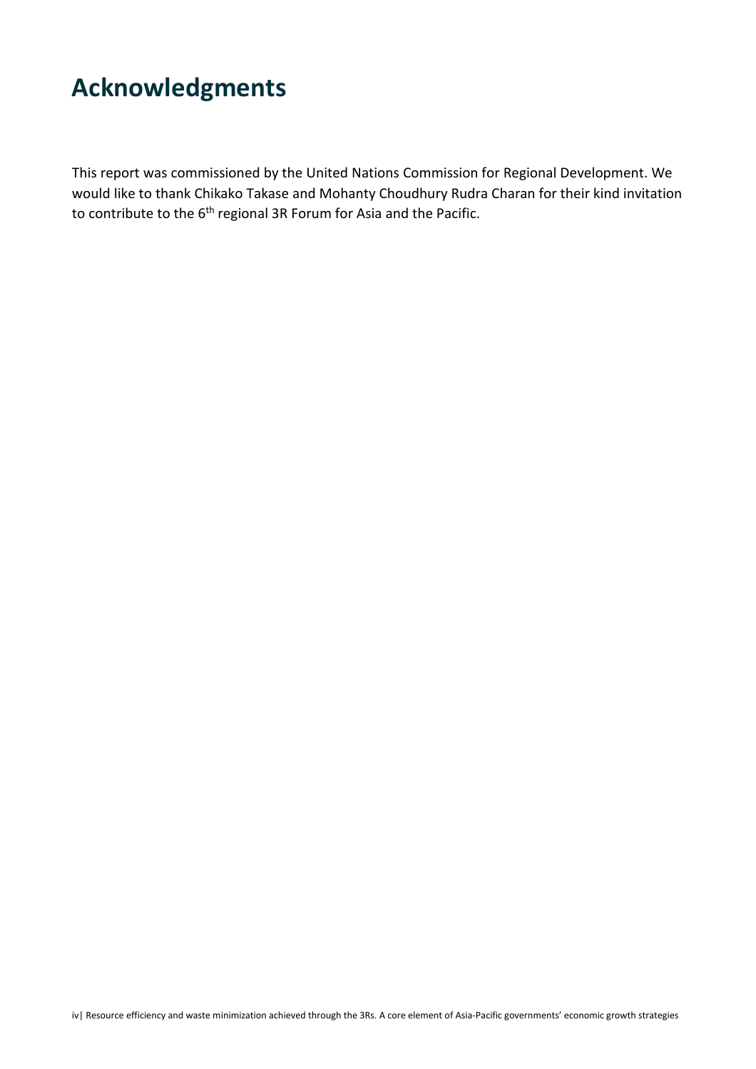# Acknowledgments

This report was commissioned by the United Nations Commission for Regional Development. We would like to thank Chikako Takase and Mohanty Choudhury Rudra Charan for their kind invitation to contribute to the 6th regional 3R Forum for Asia and the Pacific.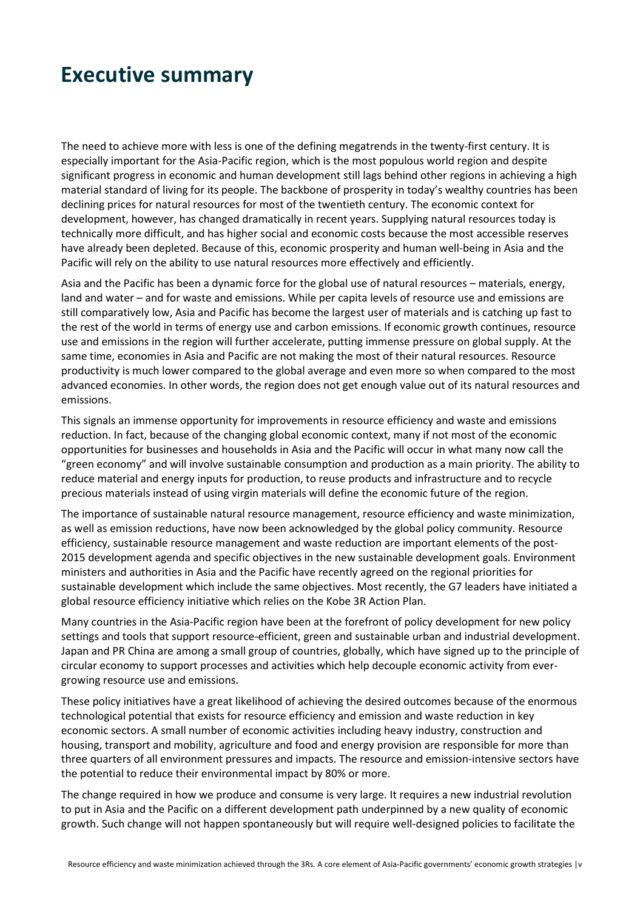# Executive summary

The need to achieve more with less is one of the defining megatrends in the twenty-first century. It is especially important for the Asia-Pacific region, which is the most populous world region and despite significant progress in economic and human development still lags behind other regions in achieving a high material standard of living for its people. The backbone of prosperity in today's wealthy countries has been declining prices for natural resources for most of the twentieth century. The economic context for development, however, has changed dramatically in recent years. Supplying natural resources today is technically more difficult, and has higher social and economic costs because the most accessible reserves have already been depleted. Because of this, economic prosperity and human well-being in Asia and the Pacific will rely on the ability to use natural resources more effectively and efficiently.

Asia and the Pacific has been a dynamic force for the global use of natural resources – materials, energy, land and water – and for waste and emissions. While per capita levels of resource use and emissions are still comparatively low, Asia and Pacific has become the largest user of materials and is catching up fast to the rest of the world in terms of energy use and carbon emissions. If economic growth continues, resource use and emissions in the region will further accelerate, putting immense pressure on global supply. At the same time, economies in Asia and Pacific are not making the most of their natural resources. Resource productivity is much lower compared to the global average and even more so when compared to the most advanced economies. In other words, the region does not get enough value out of its natural resources and emissions.

This signals an immense opportunity for improvements in resource efficiency and waste and emissions reduction. In fact, because of the changing global economic context, many if not most of the economic opportunities for businesses and households in Asia and the Pacific will occur in what many now call the "green economy" and will involve sustainable consumption and production as a main priority. The ability to reduce material and energy inputs for production, to reuse products and infrastructure and to recycle precious materials instead of using virgin materials will define the economic future of the region.

The importance of sustainable natural resource management, resource efficiency and waste minimization, as well as emission reductions, have now been acknowledged by the global policy community. Resource efficiency, sustainable resource management and waste reduction are important elements of the post-2015 development agenda and specific objectives in the new sustainable development goals. Environment ministers and authorities in Asia and the Pacific have recently agreed on the regional priorities for sustainable development which include the same objectives. Most recently, the G7 leaders have initiated a global resource efficiency initiative which relies on the Kobe 3R Action Plan.

Many countries in the Asia-Pacific region have been at the forefront of policy development for new policy settings and tools that support resource-efficient, green and sustainable urban and industrial development. Japan and PR China are among a small group of countries, globally, which have signed up to the principle of circular economy to support processes and activities which help decouple economic activity from ever-growing resource use and emissions.

These policy initiatives have a great likelihood of achieving the desired outcomes because of the enormous technological potential that exists for resource efficiency and emission and waste reduction in key economic sectors. A small number of economic activities including heavy industry, construction and housing, transport and mobility, agriculture and food and energy provision are responsible for more than three quarters of all environment pressures and impacts. The resource and emission-intensive sectors have the potential to reduce their environmental impact by 80% or more.

The change required in how we produce and consume is very large. It requires a new industrial revolution to put in Asia and the Pacific on a different development path underpinned by a new quality of economic growth. Such change will not happen spontaneously but will require well-designed policies to facilitate the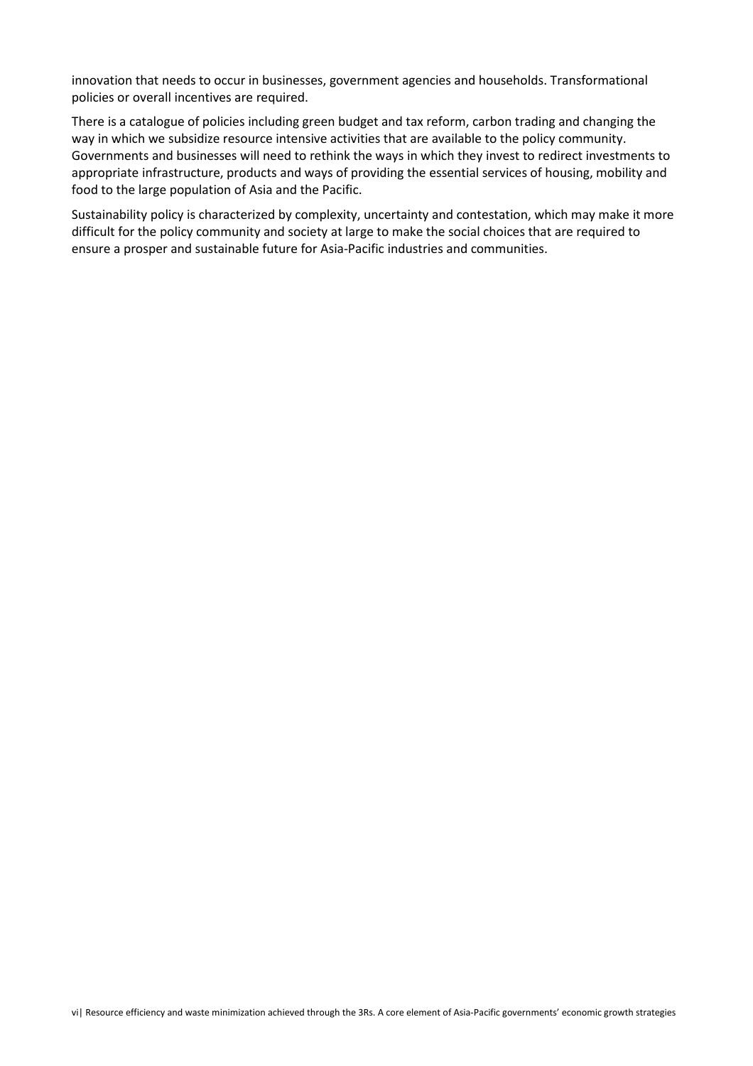innovation that needs to occur in businesses, government agencies and households. Transformational policies or overall incentives are required.

There is a catalogue of policies including green budget and tax reform, carbon trading and changing the way in which we subsidize resource intensive activities that are available to the policy community. Governments and businesses will need to rethink the ways in which they invest to redirect investments to appropriate infrastructure, products and ways of providing the essential services of housing, mobility and food to the large population of Asia and the Pacific.

Sustainability policy is characterized by complexity, uncertainty and contestation, which may make it more difficult for the policy community and society at large to make the social choices that are required to ensure a prosper and sustainable future for Asia-Pacific industries and communities.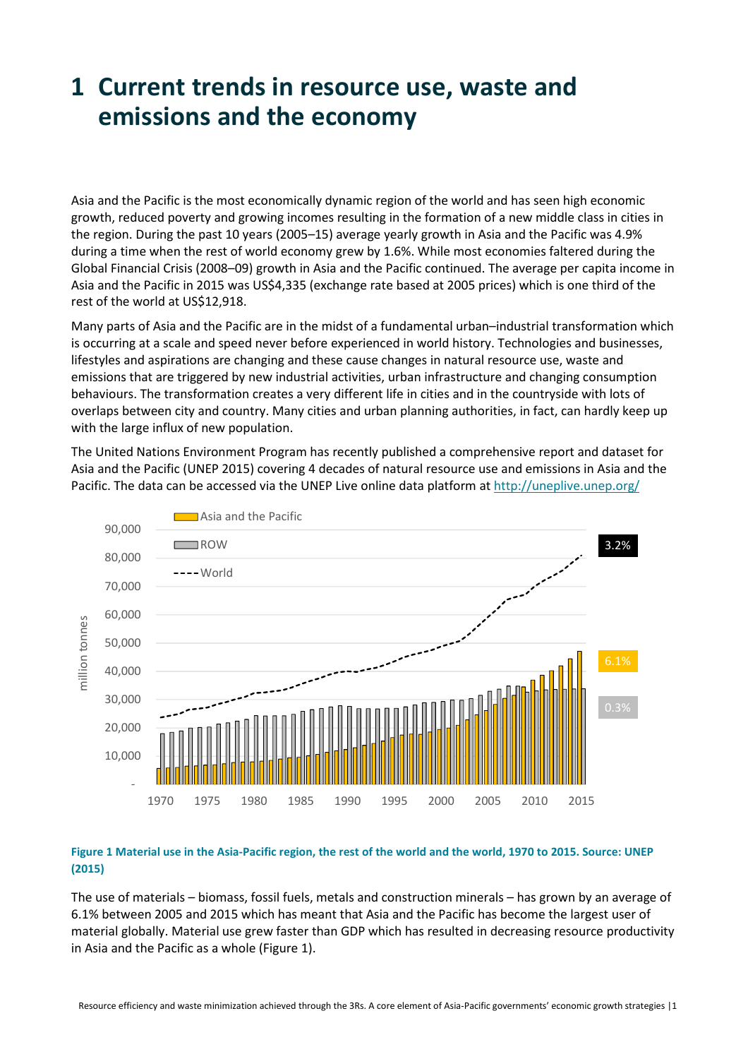# 1 Current trends in resource use, waste and emissions and the economy

Asia and the Pacific is the most economically dynamic region of the world and has seen high economic growth, reduced poverty and growing incomes resulting in the formation of a new middle class in cities in the region. During the past 10 years (2005–15) average yearly growth in Asia and the Pacific was 4.9% during a time when the rest of world economy grew by 1.6%. While most economies faltered during the Global Financial Crisis (2008–09) growth in Asia and the Pacific continued. The average per capita income in Asia and the Pacific in 2015 was US$4,335 (exchange rate based at 2005 prices) which is one third of the rest of the world at US$12,918.

Many parts of Asia and the Pacific are in the midst of a fundamental urban–industrial transformation which is occurring at a scale and speed never before experienced in world history. Technologies and businesses, lifestyles and aspirations are changing and these cause changes in natural resource use, waste and emissions that are triggered by new industrial activities, urban infrastructure and changing consumption behaviours. The transformation creates a very different life in cities and in the countryside with lots of overlaps between city and country. Many cities and urban planning authorities, in fact, can hardly keep up with the large influx of new population.

The United Nations Environment Program has recently published a comprehensive report and dataset for Asia and the Pacific (UNEP 2015) covering 4 decades of natural resource use and emissions in Asia and the Pacific. The data can be accessed via the UNEP Live online data platform at http://uneplive.unep.org/

**Figure 1 Material use in the Asia-Pacific region, the rest of the world and the world, 1970 to 2015. Source: UNEP (2015)**

The use of materials – biomass, fossil fuels, metals and construction minerals – has grown by an average of 6.1% between 2005 and 2015 which has meant that Asia and the Pacific has become the largest user of material globally. Material use grew faster than GDP which has resulted in decreasing resource productivity in Asia and the Pacific as a whole (Figure 1).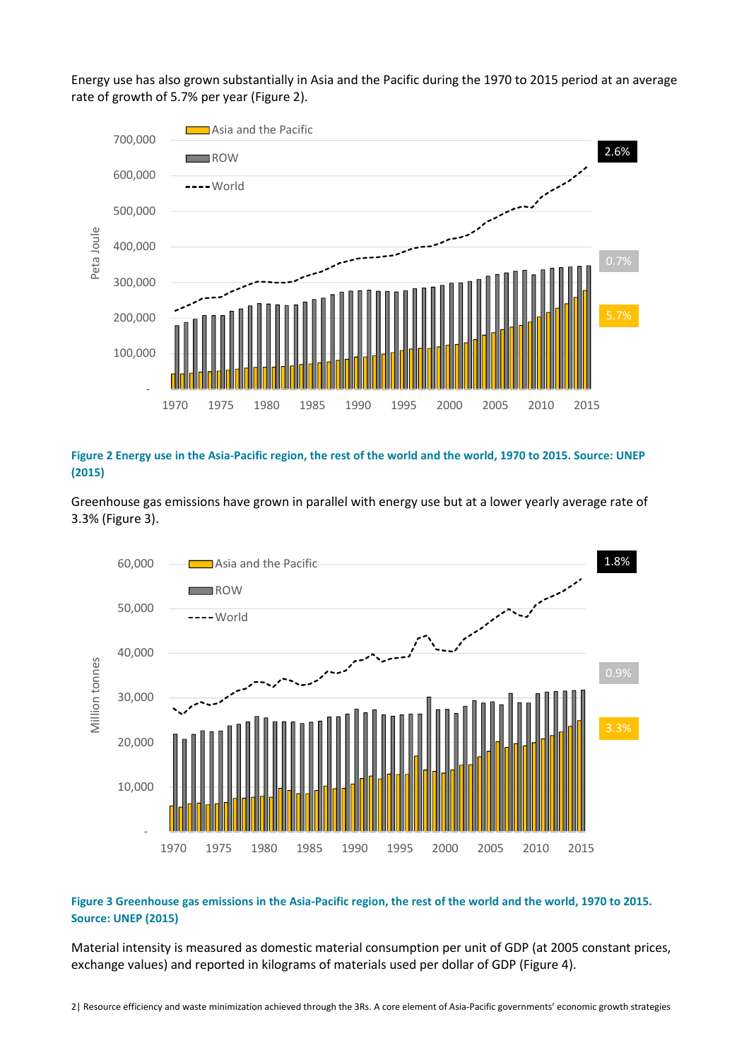Energy use has grown substantially in Asia and the Pacific during the 1970 to 2015 period at an average rate of growth of 5.7% per year (Figure 2).

**Figure 2 Energy use in the Asia-Pacific region, the rest of the world and the world, 1970 to 2015. Source: UNEP (2015)**

Greenhouse gas emissions have grown in parallel with energy use but at a lower yearly average rate of 3.3% (Figure 3).

**Figure 3 Greenhouse gas emissions in the Asia-Pacific region, the rest of the world and the world, 1970 to 2015. Source: UNEP (2015)**

Material intensity is measured as domestic material consumption per unit of GDP (at 2005 constant prices, exchange values) and reported in kilograms of materials used per dollar of GDP (Figure 4).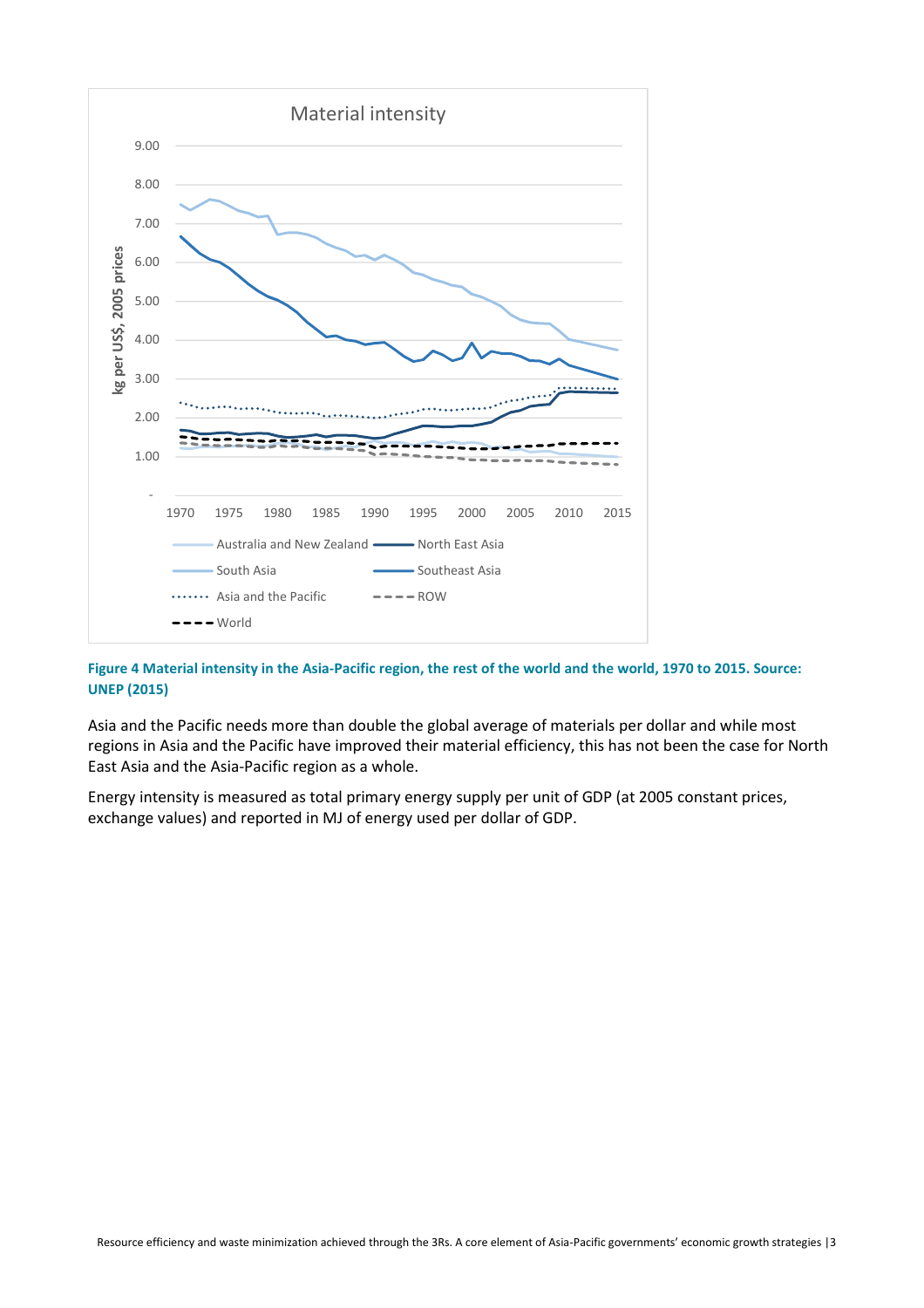**Figure 4 Material intensity in the Asia-Pacific region, the rest of the world and the world, 1970 to 2015. Source: UNEP (2015)**

Asia and the Pacific needs more than double the global average of materials per dollar and while most regions in Asia and the Pacific have improved their material efficiency, this has not been the case for North East Asia and the Asia-Pacific region as a whole.

Energy intensity is measured as total primary energy supply per unit of GDP (at 2005 constant prices, exchange values) and reported in MJ of energy used per dollar of GDP.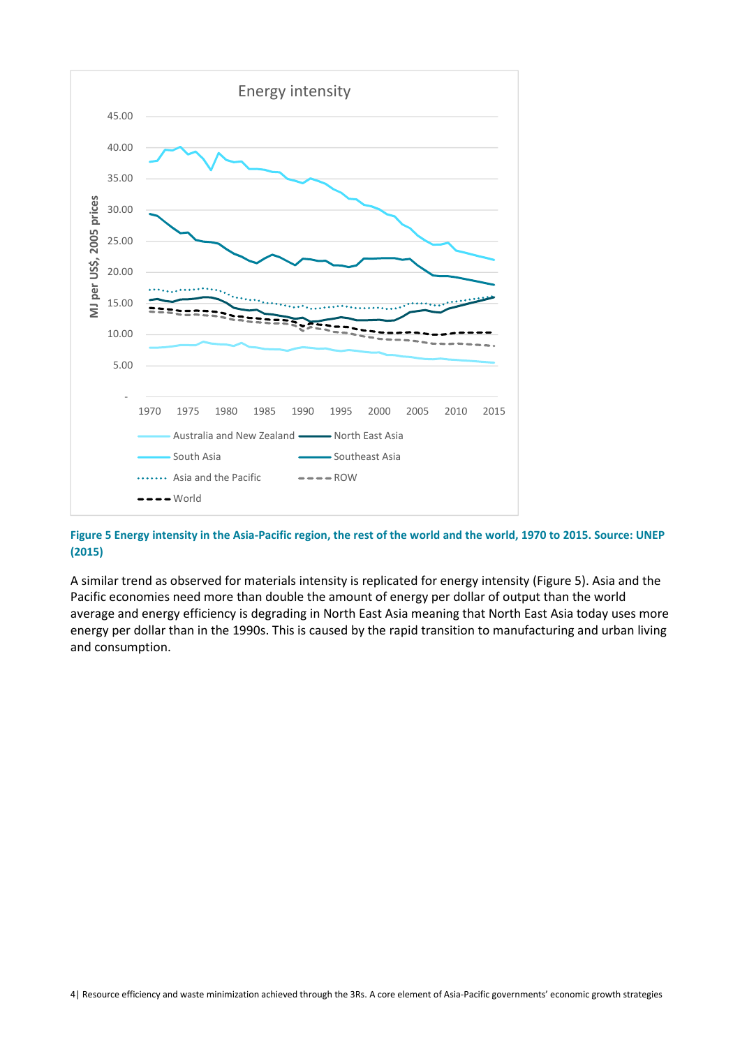**Figure 5 Energy intensity in the Asia-Pacific region, the rest of the world and the world, 1970 to 2015. Source: UNEP (2015)**

A similar trend as observed for materials intensity is replicated for energy intensity (Figure 5). Asia and the Pacific economies need more than double the amount of energy per dollar of output than the world average and energy efficiency is degrading in North East Asia meaning that North East Asia today uses more energy per dollar than in the 1990s. This is caused by the rapid transition to manufacturing and urban living and consumption.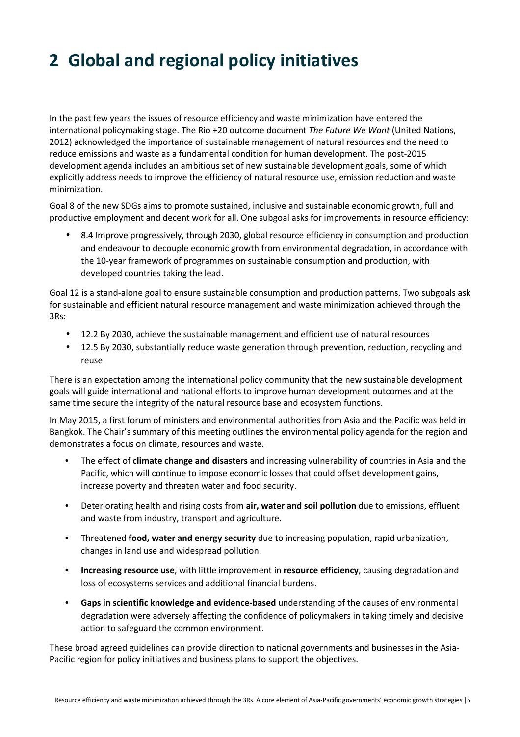# 2 Global and regional policy initiatives

In the past few years the issues of resource efficiency and waste minimization have entered the international policymaking stage. The Rio +20 outcome document *The Future We Want* (United Nations, 2012) acknowledged the importance of sustainable management of natural resources and the need to reduce emissions and waste as a fundamental condition for human development. The post-2015 development agenda includes an ambitious set of new sustainable development goals, some of which explicitly address needs to improve the efficiency of natural resource use, emission reduction and waste minimization.

Goal 8 of the new SDGs aims to promote sustained, inclusive and sustainable economic growth, full and productive employment and decent work for all. One subgoal asks for improvements in resource efficiency:

- 8.4 Improve progressively, through 2030, global resource efficiency in consumption and production and endeavour to decouple economic growth from environmental degradation, in accordance with the 10-year framework of programmes on sustainable consumption and production, with developed countries taking the lead.

Goal 12 is a stand-alone goal to ensure sustainable consumption and production patterns. Two subgoals ask for sustainable and efficient natural resource management and waste minimization achieved through the 3Rs:

- 12.2 By 2030, achieve the sustainable management and efficient use of natural resources
- 12.5 By 2030, substantially reduce waste generation through prevention, reduction, recycling and reuse.

There is an expectation among the international policy community that the new sustainable development goals will guide international and national efforts to improve human development outcomes and at the same time secure the integrity of the natural resource base and ecosystem functions.

In May 2015, a first forum of ministers and environmental authorities from Asia and the Pacific was held in Bangkok. The Chair's summary of this meeting outlines the environmental policy agenda for the region and demonstrates a focus on climate, resources and waste.

- The effect of **climate change and disasters** and increasing vulnerability of countries in Asia and the Pacific, which will continue to impose economic losses that could offset development gains, increase poverty and threaten water and food security.
- Deteriorating health and rising costs from **air, water and soil pollution** due to emissions, effluent and waste from industry, transport and agriculture.
- Threatened **food, water and energy security** due to increasing population, rapid urbanization, changes in land use and widespread pollution.
- **Increasing resource use**, with little improvement in **resource efficiency**, causing degradation and loss of ecosystems services and additional financial burdens.
- **Gaps in scientific knowledge and evidence-based** understanding of the causes of environmental degradation were adversely affecting the confidence of policymakers in taking timely and decisive action to safeguard the common environment.

These broad agreed guidelines can provide direction to national governments and businesses in the Asia-Pacific region for policy initiatives and business plans to support the objectives.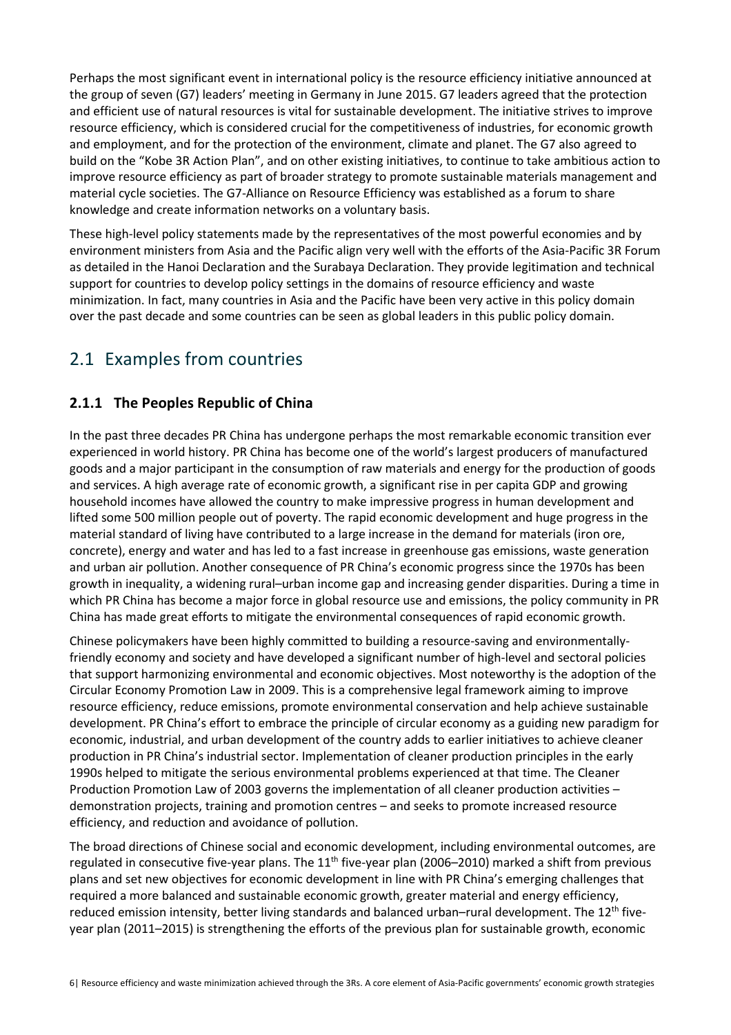Perhaps the most significant event in international policy is the resource efficiency initiative announced at the group of seven (G7) leaders' meeting in Germany in June 2015. G7 leaders agreed that the protection and efficient use of natural resources is vital for sustainable development. The initiative strives to improve resource efficiency, which is considered crucial for the competitiveness of industries, for economic growth and employment, and for the protection of the environment, climate and planet. The G7 also agreed to build on the "Kobe 3R Action Plan", and on other existing initiatives, to continue to take ambitious action to improve resource efficiency as part of broader strategy to promote sustainable materials management and material cycle societies. The G7-Alliance on Resource Efficiency was established as a forum to share knowledge and create information networks on a voluntary basis.

These high-level policy statements made by the representatives of the most powerful economies and by environment ministers from Asia and the Pacific align very well with the efforts of the Asia-Pacific 3R Forum as detailed in the Hanoi Declaration and the Surabaya Declaration. They provide legitimation and technical support for countries to develop policy settings in the domains of resource efficiency and waste minimization. In fact, many countries in Asia and the Pacific have been very active in this policy domain over the past decade and some countries can be seen as global leaders in this public policy domain.

## 2.1 Examples from countries

### 2.1.1 The Peoples Republic of China

In the past three decades PR China has undergone perhaps the most remarkable economic transition ever experienced in world history. PR China has become one of the world's largest producers of manufactured goods and a major participant in the consumption of raw materials and energy for the production of goods and services. A high average rate of economic growth, a significant rise in per capita GDP and growing household incomes have allowed the country to make impressive progress in human development and lifted some 500 million people out of poverty. The rapid economic development and huge progress in the material standard of living have contributed to a large increase in the demand for materials (iron ore, concrete), energy and water and has led to a fast increase in greenhouse gas emissions, waste generation and urban air pollution. Another consequence of PR China's economic progress since the 1970s has been growth in inequality, a widening rural–urban income gap and increasing gender disparities. During a time in which PR China has become a major force in global resource use and emissions, the policy community in PR China has made great efforts to mitigate the environmental consequences of rapid economic growth.

Chinese policymakers have been highly committed to building a resource-saving and environmentally-friendly economy and society and have developed a significant number of high-level and sectoral policies that support harmonizing environmental and economic objectives. Most noteworthy is the adoption of the Circular Economy Promotion Law in 2009. This is a comprehensive legal framework aiming to improve resource efficiency, reduce emissions, promote environmental conservation and help achieve sustainable development. PR China's effort to embrace the principle of circular economy as a guiding new paradigm for economic, industrial, and urban development of the country adds to earlier initiatives to achieve cleaner production in PR China's industrial sector. Implementation of cleaner production principles in the early 1990s helped to mitigate the serious environmental problems experienced at that time. The Cleaner Production Promotion Law of 2003 governs the implementation of all cleaner production activities – demonstration projects, training and promotion centres – and seeks to promote increased resource efficiency, and reduction and avoidance of pollution.

The broad directions of Chinese social and economic development, including environmental outcomes, are regulated in consecutive five-year plans. The 11th five-year plan (2006–2010) marked a shift from previous plans and set new objectives for economic development in line with PR China's emerging challenges that required a more balanced and sustainable economic growth, greater material and energy efficiency, reduced emission intensity, better living standards and balanced urban–rural development. The 12th five-year plan (2011–2015) is strengthening the efforts of the previous plan for sustainable growth, economic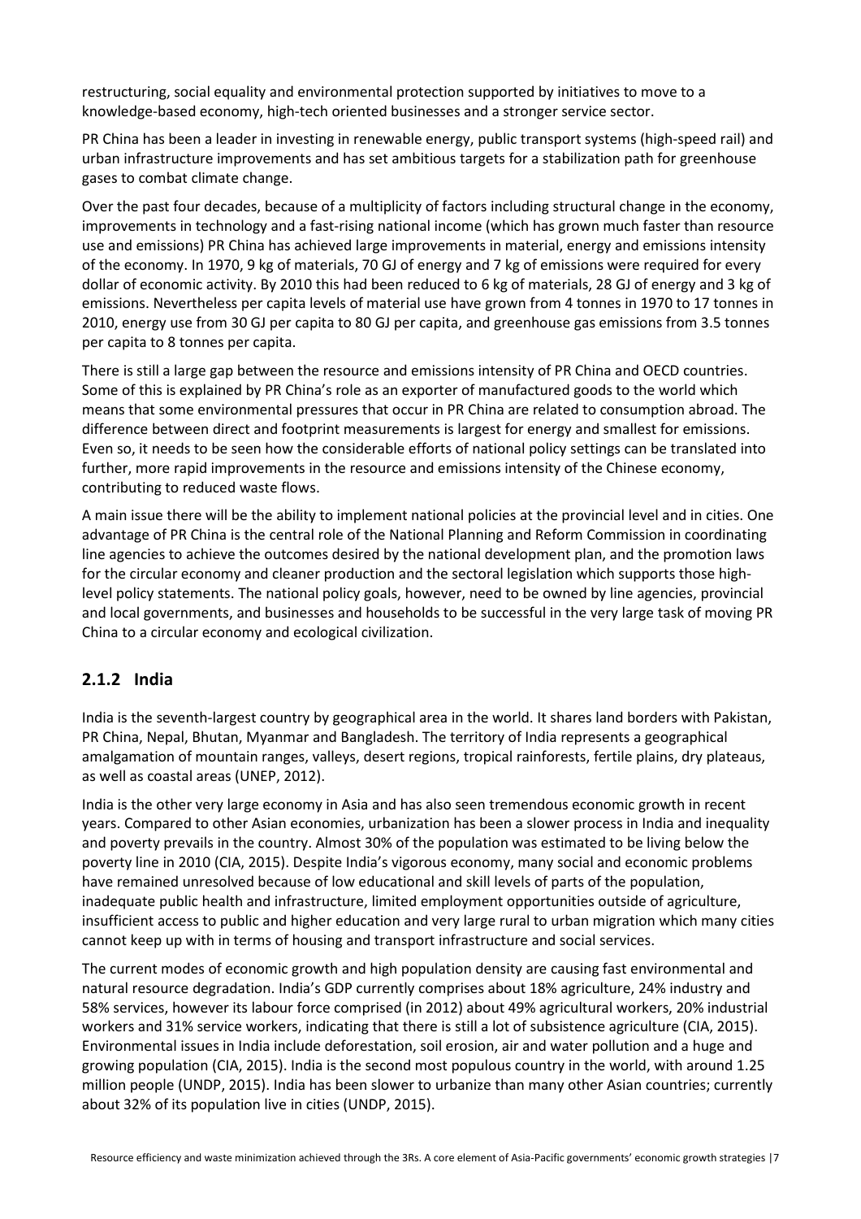restructuring, social equality and environmental protection supported by initiatives to move to a knowledge-based economy, high-tech oriented businesses and a stronger service sector.

PR China has been a leader in investing in renewable energy, public transport systems (high-speed rail) and urban infrastructure improvements and has set ambitious targets for a stabilization path for greenhouse gases to combat climate change.

Over the past four decades, because of a multiplicity of factors including structural change in the economy, improvements in technology and a fast-rising national income (which has grown much faster than resource use and emissions) PR China has achieved large improvements in material, energy and emissions intensity of the economy. In 1970, 9 kg of materials, 70 GJ of energy and 7 kg of emissions were required for every dollar of economic activity. By 2010 this had been reduced to 6 kg of materials, 28 GJ of energy and 3 kg of emissions. Nevertheless per capita levels of material use have grown from 4 tonnes in 1970 to 17 tonnes in 2010, energy use from 30 GJ per capita to 80 GJ per capita, and greenhouse gas emissions from 3.5 tonnes per capita to 8 tonnes per capita.

There is still a large gap between the resource and emissions intensity of PR China and OECD countries. Some of this is explained by PR China's role as an exporter of manufactured goods to the world which means that some environmental pressures that occur in PR China are related to consumption abroad. The difference between direct and footprint measurements is largest for energy and smallest for emissions. Even so, it needs to be seen how the considerable efforts of national policy settings can be translated into further, more rapid improvements in the resource and emissions intensity of the Chinese economy, contributing to reduced waste flows.

A main issue there will be the ability to implement national policies at the provincial level and in cities. One advantage of PR China is the central role of the National Planning and Reform Commission in coordinating line agencies to achieve the outcomes desired by the national development plan, and the promotion laws for the circular economy and cleaner production and the sectoral legislation which supports those high-level policy statements. The national policy goals, however, need to be owned by line agencies, provincial and local governments, and businesses and households to be successful in the very large task of moving PR China to a circular economy and ecological civilization.

### 2.1.2 India

India is the seventh-largest country by geographical area in the world. It shares land borders with Pakistan, PR China, Nepal, Bhutan, Myanmar and Bangladesh. The territory of India represents a geographical amalgamation of mountain ranges, valleys, desert regions, tropical rainforests, fertile plains, dry plateaus, as well as coastal areas (UNEP, 2012).

India is the other very large economy in Asia and has also seen tremendous economic growth in recent years. Compared to other Asian economies, urbanization has been a slower process in India and inequality and poverty prevails in the country. Almost 30% of the population was estimated to be living below the poverty line in 2010 (CIA, 2015). Despite India's vigorous economy, many social and economic problems have remained unresolved because of low educational and skill levels of parts of the population, inadequate public health and infrastructure, limited employment opportunities outside of agriculture, insufficient access to public and higher education and very large rural to urban migration which many cities cannot keep up with in terms of housing and transport infrastructure and social services.

The current modes of economic growth and high population density are causing fast environmental and natural resource degradation. India's GDP currently comprises about 18% agriculture, 24% industry and 58% services, however its labour force comprised (in 2012) about 49% agricultural workers, 20% industrial workers and 31% service workers, indicating that there is still a lot of subsistence agriculture (CIA, 2015). Environmental issues in India include deforestation, soil erosion, air and water pollution and a huge and growing population (CIA, 2015). India is the second most populous country in the world, with around 1.25 million people (UNDP, 2015). India has been slower to urbanize than many other Asian countries; currently about 32% of its population live in cities (UNDP, 2015).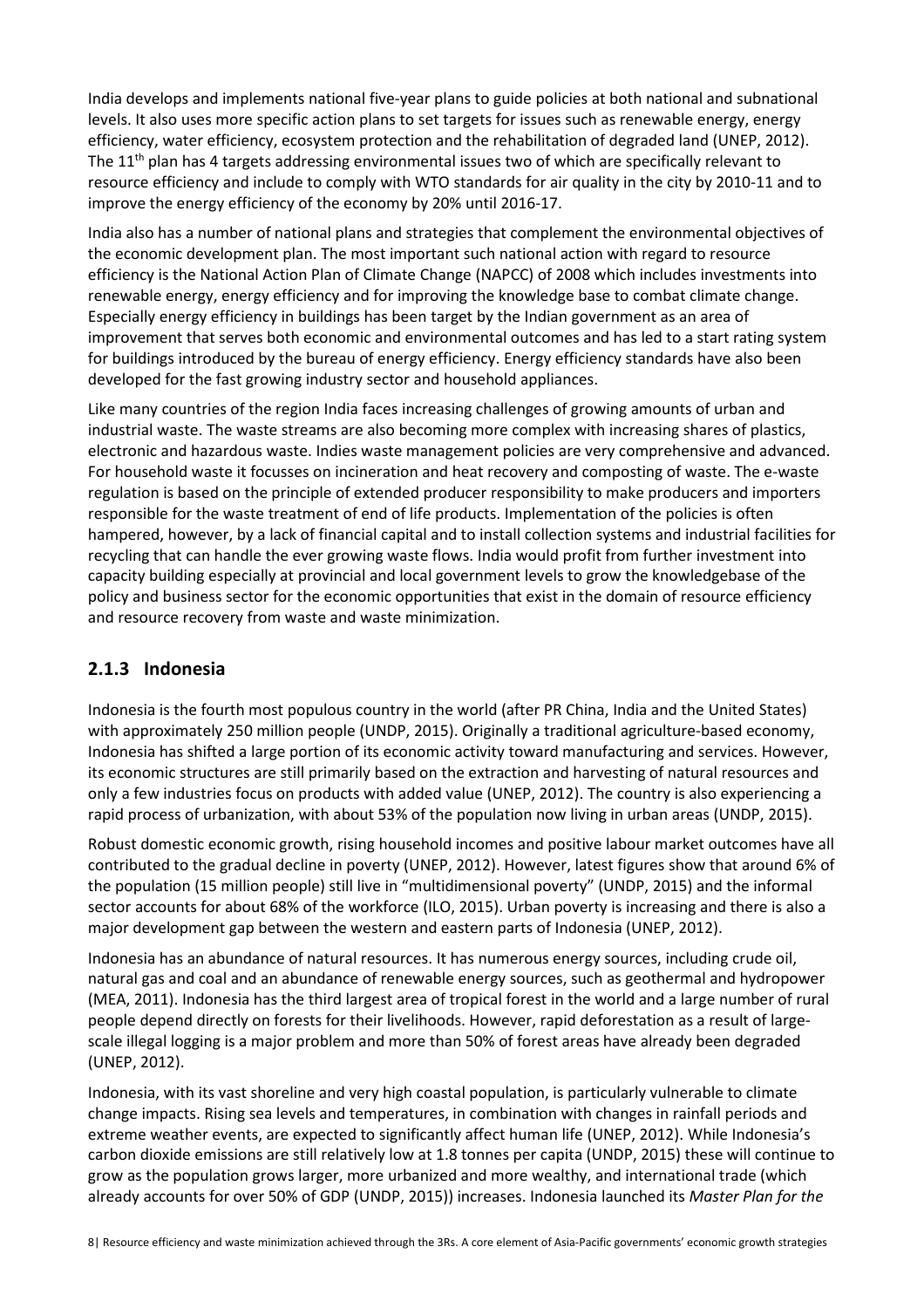India develops and implements national five-year plans to guide policies at both national and subnational levels. It also uses more specific action plans to set targets for issues such as renewable energy, energy efficiency, water efficiency, ecosystem protection and the rehabilitation of degraded land (UNEP, 2012). The 11th plan has 4 targets addressing environmental issues two of which are specifically relevant to resource efficiency and include to comply with WTO standards for air quality in the city by 2010-11 and to improve the energy efficiency of the economy by 20% until 2016-17.

India also has a number of national plans and strategies that complement the environmental objectives of the economic development plan. The most important such national action with regard to resource efficiency is the National Action Plan of Climate Change (NAPCC) of 2008 which includes investments into renewable energy, energy efficiency and for improving the knowledge base to combat climate change. Especially energy efficiency in buildings has been target by the Indian government as an area of improvement that serves both economic and environmental outcomes and has led to a start rating system for buildings introduced by the bureau of energy efficiency. Energy efficiency standards have also been developed for the fast growing industry sector and household appliances.

Like many countries of the region India faces increasing challenges of growing amounts of urban and industrial waste. The waste streams are also becoming more complex with increasing shares of plastics, electronic and hazardous waste. Indies waste management policies are very comprehensive and advanced. For household waste it focusses on incineration and heat recovery and composting of waste. The e-waste regulation is based on the principle of extended producer responsibility to make producers and importers responsible for the waste treatment of end of life products. Implementation of the policies is often hampered, however, by a lack of financial capital and to install collection systems and industrial facilities for recycling that can handle the ever growing waste flows. India would profit from further investment into capacity building especially at provincial and local government levels to grow the knowledgebase of the policy and business sector for the economic opportunities that exist in the domain of resource efficiency and resource recovery from waste and waste minimization.

### 2.1.3 Indonesia

Indonesia is the fourth most populous country in the world (after PR China, India and the United States) with approximately 250 million people (UNDP, 2015). Originally a traditional agriculture-based economy, Indonesia has shifted a large portion of its economic activity toward manufacturing and services. However, its economic structures are still primarily based on the extraction and harvesting of natural resources and only a few industries focus on products with added value (UNEP, 2012). The country is also experiencing a rapid process of urbanization, with about 53% of the population now living in urban areas (UNDP, 2015).

Robust domestic economic growth, rising household incomes and positive labour market outcomes have all contributed to the gradual decline in poverty (UNEP, 2012). However, latest figures show that around 6% of the population (15 million people) still live in "multidimensional poverty" (UNDP, 2015) and the informal sector accounts for about 68% of the workforce (ILO, 2015). Urban poverty is increasing and there is also a major development gap between the western and eastern parts of Indonesia (UNEP, 2012).

Indonesia has an abundance of natural resources. It has numerous energy sources, including crude oil, natural gas and coal and an abundance of renewable energy sources, such as geothermal and hydropower (MEA, 2011). Indonesia has the third largest area of tropical forest in the world and a large number of rural people depend directly on forests for their livelihoods. However, rapid deforestation as a result of large-scale illegal logging is a major problem and more than 50% of forest areas have already been degraded (UNEP, 2012).

Indonesia, with its vast shoreline and very high coastal population, is particularly vulnerable to climate change impacts. Rising sea levels and temperatures, in combination with changes in rainfall periods and extreme weather events, are expected to significantly affect human life (UNEP, 2012). While Indonesia's carbon dioxide emissions are still relatively low at 1.8 tonnes per capita (UNDP, 2015) these will continue to grow as the population grows larger, more urbanized and more wealthy, and international trade (which already accounts for over 50% of GDP (UNDP, 2015)) increases. Indonesia launched its *Master Plan for the*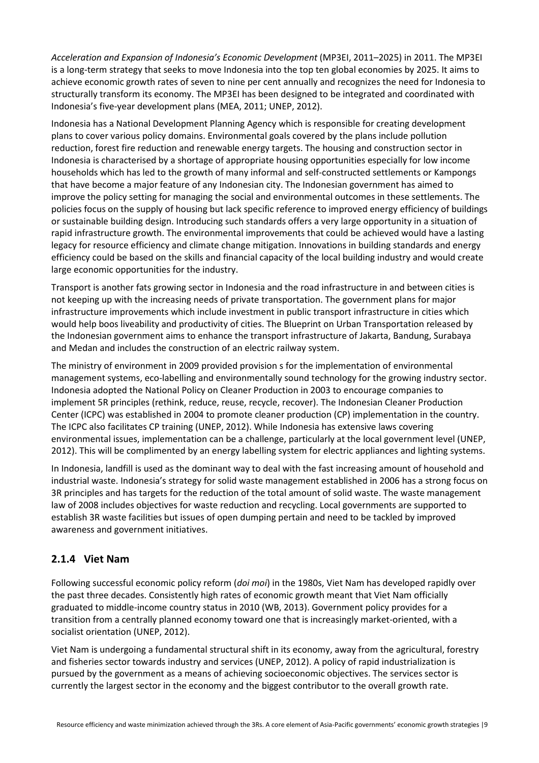*Acceleration and Expansion of Indonesia's Economic Development* (MP3EI, 2011–2025) in 2011. The MP3EI is a long-term strategy that seeks to move Indonesia into the top ten global economies by 2025. It aims to achieve economic growth rates of seven to nine per cent annually and recognizes the need for Indonesia to structurally transform its economy. The MP3EI has been designed to be integrated and coordinated with Indonesia's five-year development plans (MEA, 2011; UNEP, 2012).

Indonesia has a National Development Planning Agency which is responsible for creating development plans to cover various policy domains. Environmental goals covered by the plans include pollution reduction, forest fire reduction and renewable energy targets. The housing and construction sector in Indonesia is characterised by a shortage of appropriate housing opportunities especially for low income households which has led to the growth of many informal and self-constructed settlements or Kampongs that have become a major feature of any Indonesian city. The Indonesian government has aimed to improve the policy setting for managing the social and environmental outcomes in these settlements. The policies focus on the supply of housing but lack specific reference to improved energy efficiency of buildings or sustainable building design. Introducing such standards offers a very large opportunity in a situation of rapid infrastructure growth. The environmental improvements that could be achieved would have a lasting legacy for resource efficiency and climate change mitigation. Innovations in building standards and energy efficiency could be based on the skills and financial capacity of the local building industry and would create large economic opportunities for the industry.

Transport is another fats growing sector in Indonesia and the road infrastructure in and between cities is not keeping up with the increasing needs of private transportation. The government plans for major infrastructure improvements which include investment in public transport infrastructure in cities which would help boos liveability and productivity of cities. The Blueprint on Urban Transportation released by the Indonesian government aims to enhance the transport infrastructure of Jakarta, Bandung, Surabaya and Medan and includes the construction of an electric railway system.

The ministry of environment in 2009 provided provision s for the implementation of environmental management systems, eco-labelling and environmentally sound technology for the growing industry sector. Indonesia adopted the National Policy on Cleaner Production in 2003 to encourage companies to implement 5R principles (rethink, reduce, reuse, recycle, recover). The Indonesian Cleaner Production Center (ICPC) was established in 2004 to promote cleaner production (CP) implementation in the country. The ICPC also facilitates CP training (UNEP, 2012). While Indonesia has extensive laws covering environmental issues, implementation can be a challenge, particularly at the local government level (UNEP, 2012). This will be complimented by an energy labelling system for electric appliances and lighting systems.

In Indonesia, landfill is used as the dominant way to deal with the fast increasing amount of household and industrial waste. Indonesia's strategy for solid waste management established in 2006 has a strong focus on 3R principles and has targets for the reduction of the total amount of solid waste. The waste management law of 2008 includes objectives for waste reduction and recycling. Local governments are supported to establish 3R waste facilities but issues of open dumping pertain and need to be tackled by improved awareness and government initiatives.

### 2.1.4 Viet Nam

Following successful economic policy reform (*doi moi*) in the 1980s, Viet Nam has developed rapidly over the past three decades. Consistently high rates of economic growth meant that Viet Nam officially graduated to middle-income country status in 2010 (WB, 2013). Government policy provides for a transition from a centrally planned economy toward one that is increasingly market-oriented, with a socialist orientation (UNEP, 2012).

Viet Nam is undergoing a fundamental structural shift in its economy, away from the agricultural, forestry and fisheries sector towards industry and services (UNEP, 2012). A policy of rapid industrialization is pursued by the government as a means of achieving socioeconomic objectives. The services sector is currently the largest sector in the economy and the biggest contributor to the overall growth rate.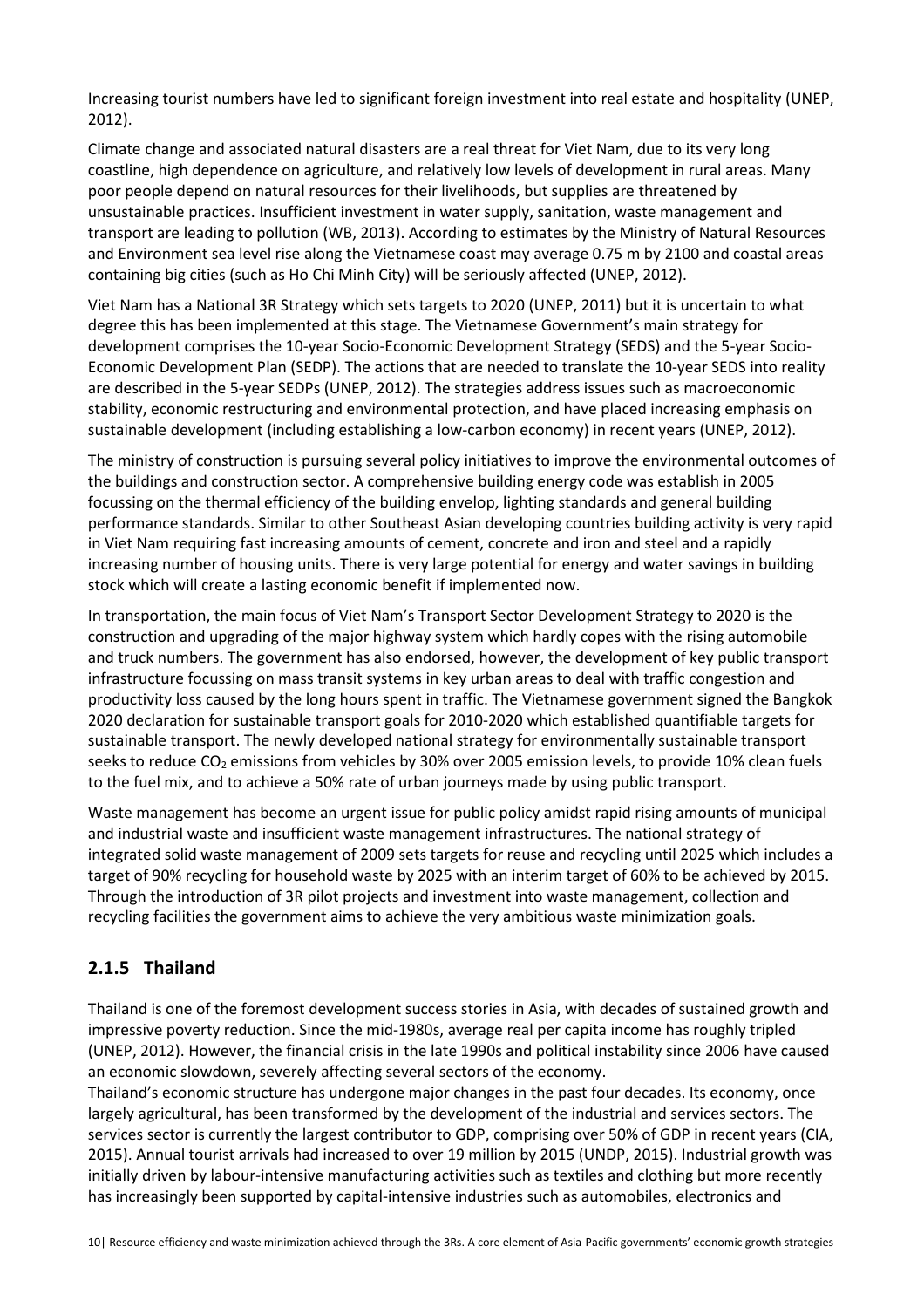Increasing tourist numbers have led to significant foreign investment into real estate and hospitality (UNEP, 2012).

Climate change and associated natural disasters are a real threat for Viet Nam, due to its very long coastline, high dependence on agriculture, and relatively low levels of development in rural areas. Many poor people depend on natural resources for their livelihoods, but supplies are threatened by unsustainable practices. Insufficient investment in water supply, sanitation, waste management and transport are leading to pollution (WB, 2013). According to estimates by the Ministry of Natural Resources and Environment sea level rise along the Vietnamese coast may average 0.75 m by 2100 and coastal areas containing big cities (such as Ho Chi Minh City) will be seriously affected (UNEP, 2012).

Viet Nam has a National 3R Strategy which sets targets to 2020 (UNEP, 2011) but it is uncertain to what degree this has been implemented at this stage. The Vietnamese Government's main strategy for development comprises the 10-year Socio-Economic Development Strategy (SEDS) and the 5-year Socio-Economic Development Plan (SEDP). The actions that are needed to translate the 10-year SEDS into reality are described in the 5-year SEDPs (UNEP, 2012). The strategies address issues such as macroeconomic stability, economic restructuring and environmental protection, and have placed increasing emphasis on sustainable development (including establishing a low-carbon economy) in recent years (UNEP, 2012).

The ministry of construction is pursuing several policy initiatives to improve the environmental outcomes of the buildings and construction sector. A comprehensive building energy code was establish in 2005 focussing on the thermal efficiency of the building envelop, lighting standards and general building performance standards. Similar to other Southeast Asian developing countries building activity is very rapid in Viet Nam requiring fast increasing amounts of cement, concrete and iron and steel and a rapidly increasing number of housing units. There is very large potential for energy and water savings in building stock which will create a lasting economic benefit if implemented now.

In transportation, the main focus of Viet Nam's Transport Sector Development Strategy to 2020 is the construction and upgrading of the major highway system which hardly copes with the rising automobile and truck numbers. The government has also endorsed, however, the development of key public transport infrastructure focussing on mass transit systems in key urban areas to deal with traffic congestion and productivity loss caused by the long hours spent in traffic. The Vietnamese government signed the Bangkok 2020 declaration for sustainable transport goals for 2010-2020 which established quantifiable targets for sustainable transport. The newly developed national strategy for environmentally sustainable transport seeks to reduce $CO_2$ emissions from vehicles by 30% over 2005 emission levels, to provide 10% clean fuels to the fuel mix, and to achieve a 50% rate of urban journeys made by using public transport.

Waste management has become an urgent issue for public policy amidst rapid rising amounts of municipal and industrial waste and insufficient waste management infrastructures. The national strategy of integrated solid waste management of 2009 sets targets for reuse and recycling until 2025 which includes a target of 90% recycling for household waste by 2025 with an interim target of 60% to be achieved by 2015. Through the introduction of 3R pilot projects and investment into waste management, collection and recycling facilities the government aims to achieve the very ambitious waste minimization goals.

### 2.1.5 Thailand

Thailand is one of the foremost development success stories in Asia, with decades of sustained growth and impressive poverty reduction. Since the mid-1980s, average real per capita income has roughly tripled (UNEP, 2012). However, the financial crisis in the late 1990s and political instability since 2006 have caused an economic slowdown, severely affecting several sectors of the economy.

Thailand's economic structure has undergone major changes in the past four decades. Its economy, once largely agricultural, has been transformed by the development of the industrial and services sectors. The services sector is currently the largest contributor to GDP, comprising over 50% of GDP in recent years (CIA, 2015). Annual tourist arrivals had increased to over 19 million by 2015 (UNDP, 2015). Industrial growth was initially driven by labour-intensive manufacturing activities such as textiles and clothing but more recently has increasingly been supported by capital-intensive industries such as automobiles, electronics and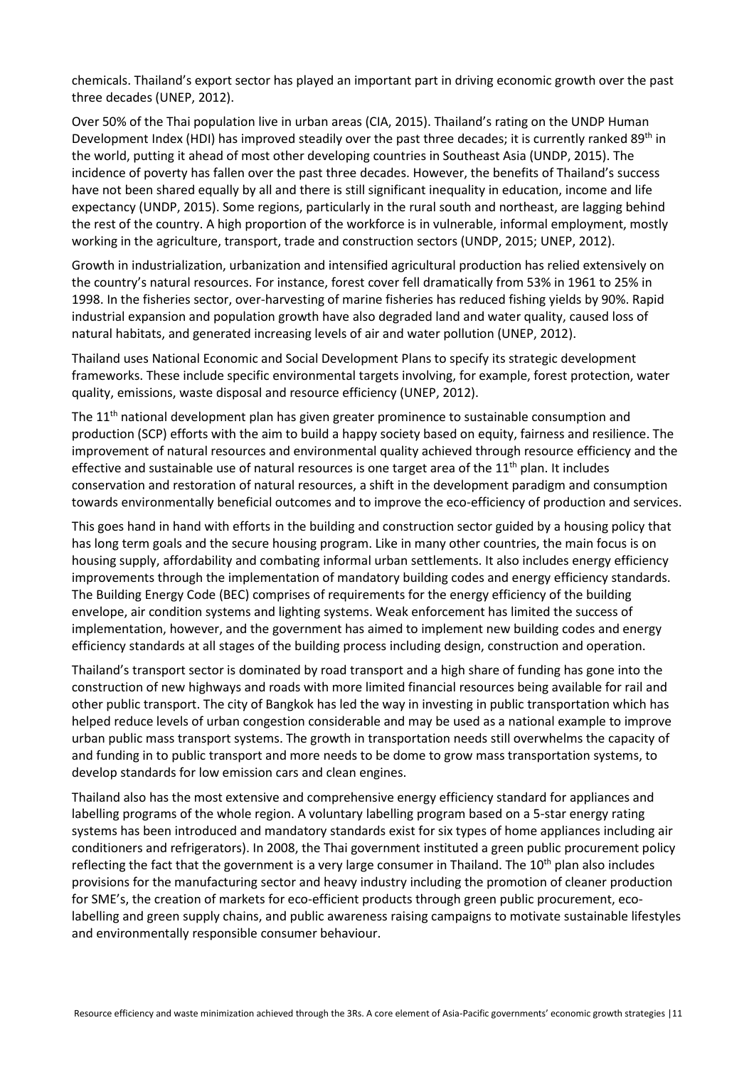chemicals. Thailand's export sector has played an important part in driving economic growth over the past three decades (UNEP, 2012).

Over 50% of the Thai population live in urban areas (CIA, 2015). Thailand's rating on the UNDP Human Development Index (HDI) has improved steadily over the past three decades; it is currently ranked 89th in the world, putting it ahead of most other developing countries in Southeast Asia (UNDP, 2015). The incidence of poverty has fallen over the past three decades. However, the benefits of Thailand's success have not been shared equally by all and there is still significant inequality in education, income and life expectancy (UNDP, 2015). Some regions, particularly in the rural south and northeast, are lagging behind the rest of the country. A high proportion of the workforce is in vulnerable, informal employment, mostly working in the agriculture, transport, trade and construction sectors (UNDP, 2015; UNEP, 2012).

Growth in industrialization, urbanization and intensified agricultural production has relied extensively on the country's natural resources. For instance, forest cover fell dramatically from 53% in 1961 to 25% in 1998. In the fisheries sector, over-harvesting of marine fisheries has reduced fishing yields by 90%. Rapid industrial expansion and population growth have also degraded land and water quality, caused loss of natural habitats, and generated increasing levels of air and water pollution (UNEP, 2012).

Thailand uses National Economic and Social Development Plans to specify its strategic development frameworks. These include specific environmental targets involving, for example, forest protection, water quality, emissions, waste disposal and resource efficiency (UNEP, 2012).

The 11th national development plan has given greater prominence to sustainable consumption and production (SCP) efforts with the aim to build a happy society based on equity, fairness and resilience. The improvement of natural resources and environmental quality achieved through resource efficiency and the effective and sustainable use of natural resources is one target area of the 11th plan. It includes conservation and restoration of natural resources, a shift in the development paradigm and consumption towards environmentally beneficial outcomes and to improve the eco-efficiency of production and services.

This goes hand in hand with efforts in the building and construction sector guided by a housing policy that has long term goals and the secure housing program. Like in many other countries, the main focus is on housing supply, affordability and combating informal urban settlements. It also includes energy efficiency improvements through the implementation of mandatory building codes and energy efficiency standards. The Building Energy Code (BEC) comprises of requirements for the energy efficiency of the building envelope, air condition systems and lighting systems. Weak enforcement has limited the success of implementation, however, and the government has aimed to implement new building codes and energy efficiency standards at all stages of the building process including design, construction and operation.

Thailand's transport sector is dominated by road transport and a high share of funding has gone into the construction of new highways and roads with more limited financial resources being available for rail and other public transport. The city of Bangkok has led the way in investing in public transportation which has helped reduce levels of urban congestion considerable and may be used as a national example to improve urban public mass transport systems. The growth in transportation needs still overwhelms the capacity of and funding in to public transport and more needs to be dome to grow mass transportation systems, to develop standards for low emission cars and clean engines.

Thailand also has the most extensive and comprehensive energy efficiency standard for appliances and labelling programs of the whole region. A voluntary labelling program based on a 5-star energy rating systems has been introduced and mandatory standards exist for six types of home appliances including air conditioners and refrigerators). In 2008, the Thai government instituted a green public procurement policy reflecting the fact that the government is a very large consumer in Thailand. The 10th plan also includes provisions for the manufacturing sector and heavy industry including the promotion of cleaner production for SME's, the creation of markets for eco-efficient products through green public procurement, eco-labelling and green supply chains, and public awareness raising campaigns to motivate sustainable lifestyles and environmentally responsible consumer behaviour.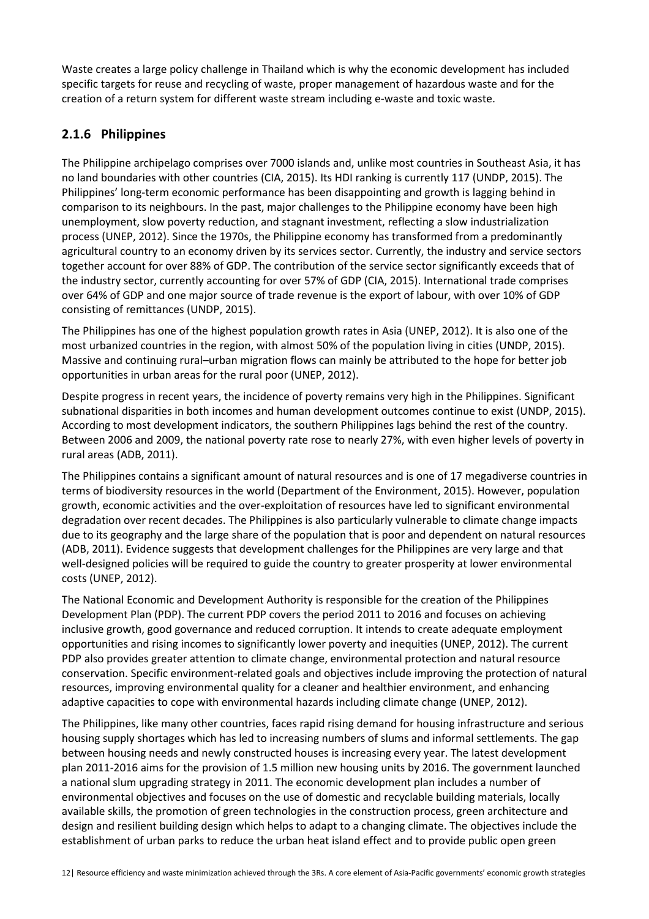Waste creates a large policy challenge in Thailand which is why the economic development has included specific targets for reuse and recycling of waste, proper management of hazardous waste and for the creation of a return system for different waste stream including e-waste and toxic waste.

### 2.1.6 Philippines

The Philippine archipelago comprises over 7000 islands and, unlike most countries in Southeast Asia, it has no land boundaries with other countries (CIA, 2015). Its HDI ranking is currently 117 (UNDP, 2015). The Philippines' long-term economic performance has been disappointing and growth is lagging behind in comparison to its neighbours. In the past, major challenges to the Philippine economy have been high unemployment, slow poverty reduction, and stagnant investment, reflecting a slow industrialization process (UNEP, 2012). Since the 1970s, the Philippine economy has transformed from a predominantly agricultural country to an economy driven by its services sector. Currently, the industry and service sectors together account for over 88% of GDP. The contribution of the service sector significantly exceeds that of the industry sector, currently accounting for over 57% of GDP (CIA, 2015). International trade comprises over 64% of GDP and one major source of trade revenue is the export of labour, with over 10% of GDP consisting of remittances (UNDP, 2015).

The Philippines has one of the highest population growth rates in Asia (UNEP, 2012). It is also one of the most urbanized countries in the region, with almost 50% of the population living in cities (UNDP, 2015). Massive and continuing rural–urban migration flows can mainly be attributed to the hope for better job opportunities in urban areas for the rural poor (UNEP, 2012).

Despite progress in recent years, the incidence of poverty remains very high in the Philippines. Significant subnational disparities in both incomes and human development outcomes continue to exist (UNDP, 2015). According to most development indicators, the southern Philippines lags behind the rest of the country. Between 2006 and 2009, the national poverty rate rose to nearly 27%, with even higher levels of poverty in rural areas (ADB, 2011).

The Philippines contains a significant amount of natural resources and is one of 17 megadiverse countries in terms of biodiversity resources in the world (Department of the Environment, 2015). However, population growth, economic activities and the over-exploitation of resources have led to significant environmental degradation over recent decades. The Philippines is also particularly vulnerable to climate change impacts due to its geography and the large share of the population that is poor and dependent on natural resources (ADB, 2011). Evidence suggests that development challenges for the Philippines are very large and that well-designed policies will be required to guide the country to greater prosperity at lower environmental costs (UNEP, 2012).

The National Economic and Development Authority is responsible for the creation of the Philippines Development Plan (PDP). The current PDP covers the period 2011 to 2016 and focuses on achieving inclusive growth, good governance and reduced corruption. It intends to create adequate employment opportunities and rising incomes to significantly lower poverty and inequities (UNEP, 2012). The current PDP also provides greater attention to climate change, environmental protection and natural resource conservation. Specific environment-related goals and objectives include improving the protection of natural resources, improving environmental quality for a cleaner and healthier environment, and enhancing adaptive capacities to cope with environmental hazards including climate change (UNEP, 2012).

The Philippines, like many other countries, faces rapid rising demand for housing infrastructure and serious housing supply shortages which has led to increasing numbers of slums and informal settlements. The gap between housing needs and newly constructed houses is increasing every year. The latest development plan 2011-2016 aims for the provision of 1.5 million new housing units by 2016. The government launched a national slum upgrading strategy in 2011. The economic development plan includes a number of environmental objectives and focuses on the use of domestic and recyclable building materials, locally available skills, the promotion of green technologies in the construction process, green architecture and design and resilient building design which helps to adapt to a changing climate. The objectives include the establishment of urban parks to reduce the urban heat island effect and to provide public open green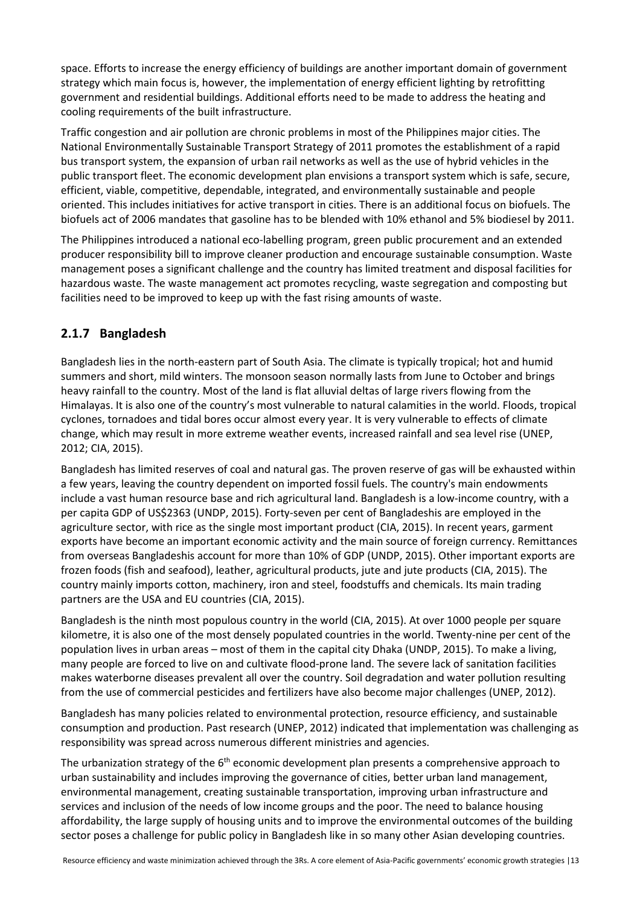space. Efforts to increase the energy efficiency of buildings are another important domain of government strategy which main focus is, however, the implementation of energy efficient lighting by retrofitting government and residential buildings. Additional efforts need to be made to address the heating and cooling requirements of the built infrastructure.

Traffic congestion and air pollution are chronic problems in most of the Philippines major cities. The National Environmentally Sustainable Transport Strategy of 2011 promotes the establishment of a rapid bus transport system, the expansion of urban rail networks as well as the use of hybrid vehicles in the public transport fleet. The economic development plan envisions a transport system which is safe, secure, efficient, viable, competitive, dependable, integrated, and environmentally sustainable and people oriented. This includes initiatives for active transport in cities. There is an additional focus on biofuels. The biofuels act of 2006 mandates that gasoline has to be blended with 10% ethanol and 5% biodiesel by 2011.

The Philippines introduced a national eco-labelling program, green public procurement and an extended producer responsibility bill to improve cleaner production and encourage sustainable consumption. Waste management poses a significant challenge and the country has limited treatment and disposal facilities for hazardous waste. The waste management act promotes recycling, waste segregation and composting but facilities need to be improved to keep up with the fast rising amounts of waste.

### 2.1.7 Bangladesh

Bangladesh lies in the north-eastern part of South Asia. The climate is typically tropical; hot and humid summers and short, mild winters. The monsoon season normally lasts from June to October and brings heavy rainfall to the country. Most of the land is flat alluvial deltas of large rivers flowing from the Himalayas. It is also one of the country's most vulnerable to natural calamities in the world. Floods, tropical cyclones, tornadoes and tidal bores occur almost every year. It is very vulnerable to effects of climate change, which may result in more extreme weather events, increased rainfall and sea level rise (UNEP, 2012; CIA, 2015).

Bangladesh has limited reserves of coal and natural gas. The proven reserve of gas will be exhausted within a few years, leaving the country dependent on imported fossil fuels. The country's main endowments include a vast human resource base and rich agricultural land. Bangladesh is a low-income country, with a per capita GDP of US$2363 (UNDP, 2015). Forty-seven per cent of Bangladeshis are employed in the agriculture sector, with rice as the single most important product (CIA, 2015). In recent years, garment exports have become an important economic activity and the main source of foreign currency. Remittances from overseas Bangladeshis account for more than 10% of GDP (UNDP, 2015). Other important exports are frozen foods (fish and seafood), leather, agricultural products, jute and jute products (CIA, 2015). The country mainly imports cotton, machinery, iron and steel, foodstuffs and chemicals. Its main trading partners are the USA and EU countries (CIA, 2015).

Bangladesh is the ninth most populous country in the world (CIA, 2015). At over 1000 people per square kilometre, it is also one of the most densely populated countries in the world. Twenty-nine per cent of the population lives in urban areas – most of them in the capital city Dhaka (UNDP, 2015). To make a living, many people are forced to live on and cultivate flood-prone land. The severe lack of sanitation facilities makes waterborne diseases prevalent all over the country. Soil degradation and water pollution resulting from the use of commercial pesticides and fertilizers have also become major challenges (UNEP, 2012).

Bangladesh has many policies related to environmental protection, resource efficiency, and sustainable consumption and production. Past research (UNEP, 2012) indicated that implementation was challenging as responsibility was spread across numerous different ministries and agencies.

The urbanization strategy of the 6th economic development plan presents a comprehensive approach to urban sustainability and includes improving the governance of cities, better urban land management, environmental management, creating sustainable transportation, improving urban infrastructure and services and inclusion of the needs of low income groups and the poor. The need to balance housing affordability, the large supply of housing units and to improve the environmental outcomes of the building sector poses a challenge for public policy in Bangladesh like in so many other Asian developing countries.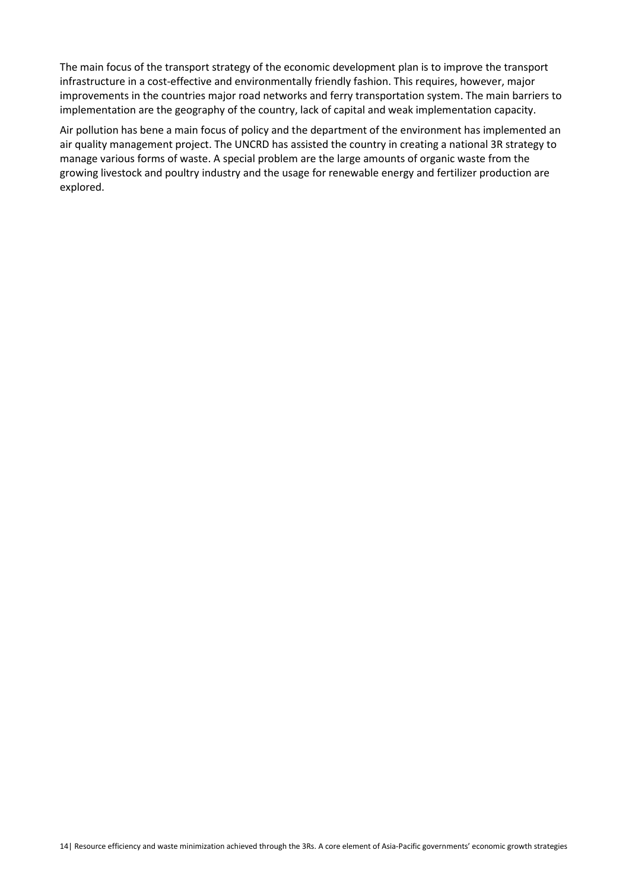The main focus of the transport strategy of the economic development plan is to improve the transport infrastructure in a cost-effective and environmentally friendly fashion. This requires, however, major improvements in the countries major road networks and ferry transportation system. The main barriers to implementation are the geography of the country, lack of capital and weak implementation capacity.

Air pollution has bene a main focus of policy and the department of the environment has implemented an air quality management project. The UNCRD has assisted the country in creating a national 3R strategy to manage various forms of waste. A special problem are the large amounts of organic waste from the growing livestock and poultry industry and the usage for renewable energy and fertilizer production are explored.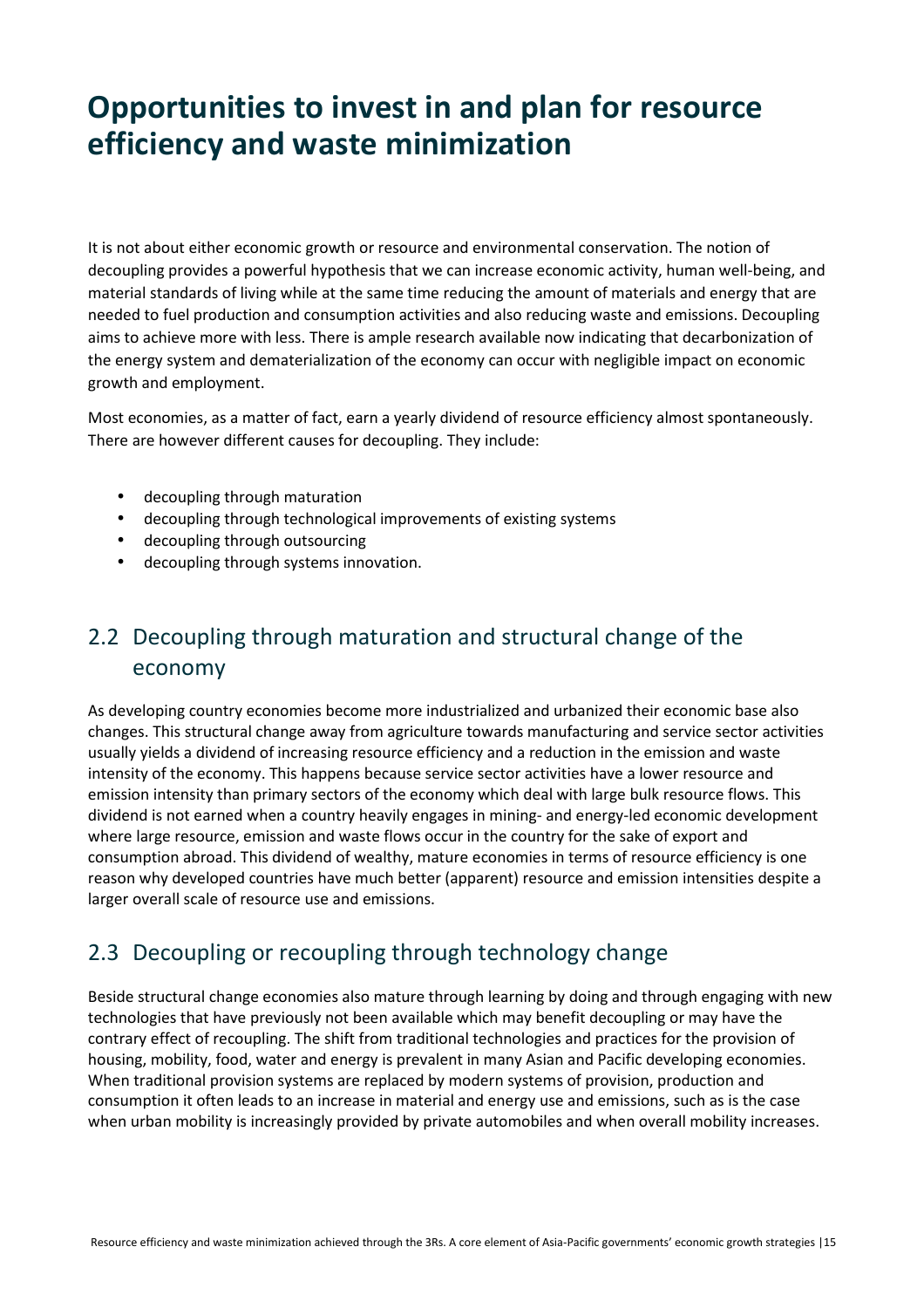# Opportunities to invest in and plan for resource efficiency and waste minimization

It is not about either economic growth or resource and environmental conservation. The notion of decoupling provides a powerful hypothesis that we can increase economic activity, human well-being, and material standards of living while at the same time reducing the amount of materials and energy that are needed to fuel production and consumption activities and also reducing waste and emissions. Decoupling aims to achieve more with less. There is ample research available now indicating that decarbonization of the energy system and dematerialization of the economy can occur with negligible impact on economic growth and employment.

Most economies, as a matter of fact, earn a yearly dividend of resource efficiency almost spontaneously. There are however different causes for decoupling. They include:

- decoupling through maturation
- decoupling through technological improvements of existing systems
- decoupling through outsourcing
- decoupling through systems innovation.

## 2.2 Decoupling through maturation and structural change of the economy

As developing country economies become more industrialized and urbanized their economic base also changes. This structural change away from agriculture towards manufacturing and service sector activities usually yields a dividend of increasing resource efficiency and a reduction in the emission and waste intensity of the economy. This happens because service sector activities have a lower resource and emission intensity than primary sectors of the economy which deal with large bulk resource flows. This dividend is not earned when a country heavily engages in mining- and energy-led economic development where large resource, emission and waste flows occur in the country for the sake of export and consumption abroad. This dividend of wealthy, mature economies in terms of resource efficiency is one reason why developed countries have much better (apparent) resource and emission intensities despite a larger overall scale of resource use and emissions.

## 2.3 Decoupling or recoupling through technology change

Beside structural change economies also mature through learning by doing and through engaging with new technologies that have previously not been available which may benefit decoupling or may have the contrary effect of recoupling. The shift from traditional technologies and practices for the provision of housing, mobility, food, water and energy is prevalent in many Asian and Pacific developing economies. When traditional provision systems are replaced by modern systems of provision, production and consumption it often leads to an increase in material and energy use and emissions, such as is the case when urban mobility is increasingly provided by private automobiles and when overall mobility increases.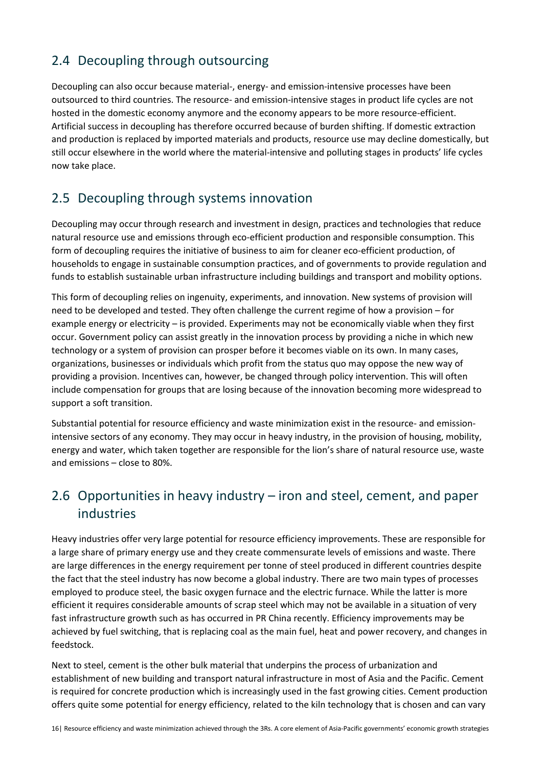## 2.4 Decoupling through outsourcing

Decoupling can also occur because material-, energy- and emission-intensive processes have been outsourced to third countries. The resource- and emission-intensive stages in product life cycles are not hosted in the domestic economy anymore and the economy appears to be more resource-efficient. Artificial success in decoupling has therefore occurred because of burden shifting. If domestic extraction and production is replaced by imported materials and products, resource use may decline domestically, but still occur elsewhere in the world where the material-intensive and polluting stages in products' life cycles now take place.

## 2.5 Decoupling through systems innovation

Decoupling may occur through research and investment in design, practices and technologies that reduce natural resource use and emissions through eco-efficient production and responsible consumption. This form of decoupling requires the initiative of business to aim for cleaner eco-efficient production, of households to engage in sustainable consumption practices, and of governments to provide regulation and funds to establish sustainable urban infrastructure including buildings and transport and mobility options.

This form of decoupling relies on ingenuity, experiments, and innovation. New systems of provision will need to be developed and tested. They often challenge the current regime of how a provision – for example energy or electricity – is provided. Experiments may not be economically viable when they first occur. Government policy can assist greatly in the innovation process by providing a niche in which new technology or a system of provision can prosper before it becomes viable on its own. In many cases, organizations, businesses or individuals which profit from the status quo may oppose the new way of providing a provision. Incentives can, however, be changed through policy intervention. This will often include compensation for groups that are losing because of the innovation becoming more widespread to support a soft transition.

Substantial potential for resource efficiency and waste minimization exist in the resource- and emission-intensive sectors of any economy. They may occur in heavy industry, in the provision of housing, mobility, energy and water, which taken together are responsible for the lion's share of natural resource use, waste and emissions – close to 80%.

## 2.6 Opportunities in heavy industry – iron and steel, cement, and paper industries

Heavy industries offer very large potential for resource efficiency improvements. These are responsible for a large share of primary energy use and they create commensurate levels of emissions and waste. There are large differences in the energy requirement per tonne of steel produced in different countries despite the fact that the steel industry has now become a global industry. There are two main types of processes employed to produce steel, the basic oxygen furnace and the electric furnace. While the latter is more efficient it requires considerable amounts of scrap steel which may not be available in a situation of very fast infrastructure growth such as has occurred in PR China recently. Efficiency improvements may be achieved by fuel switching, that is replacing coal as the main fuel, heat and power recovery, and changes in feedstock.

Next to steel, cement is the other bulk material that underpins the process of urbanization and establishment of new building and transport natural infrastructure in most of Asia and the Pacific. Cement is required for concrete production which is increasingly used in the fast growing cities. Cement production offers quite some potential for energy efficiency, related to the kiln technology that is chosen and can vary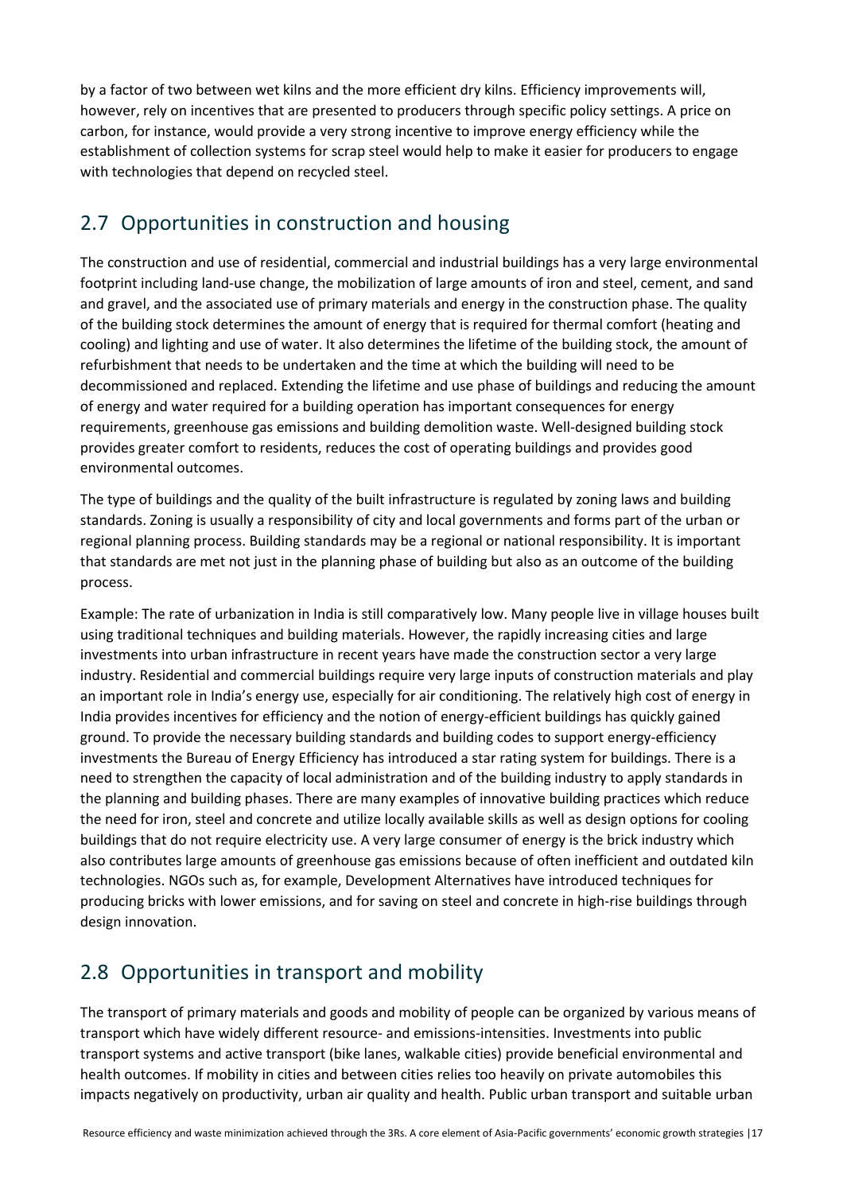by a factor of two between wet kilns and the more efficient dry kilns. Efficiency improvements will, however, rely on incentives that are presented to producers through specific policy settings. A price on carbon, for instance, would provide a very strong incentive to improve energy efficiency while the establishment of collection systems for scrap steel would help to make it easier for producers to engage with technologies that depend on recycled steel.

## 2.7 Opportunities in construction and housing

The construction and use of residential, commercial and industrial buildings has a very large environmental footprint including land-use change, the mobilization of large amounts of iron and steel, cement, and sand and gravel, and the associated use of primary materials and energy in the construction phase. The quality of the building stock determines the amount of energy that is required for thermal comfort (heating and cooling) and lighting and use of water. It also determines the lifetime of the building stock, the amount of refurbishment that needs to be undertaken and the time at which the building will need to be decommissioned and replaced. Extending the lifetime and use phase of buildings and reducing the amount of energy and water required for a building operation has important consequences for energy requirements, greenhouse gas emissions and building demolition waste. Well-designed building stock provides greater comfort to residents, reduces the cost of operating buildings and provides good environmental outcomes.

The type of buildings and the quality of the built infrastructure is regulated by zoning laws and building standards. Zoning is usually a responsibility of city and local governments and forms part of the urban or regional planning process. Building standards may be a regional or national responsibility. It is important that standards are met not just in the planning phase of building but also as an outcome of the building process.

Example: The rate of urbanization in India is still comparatively low. Many people live in village houses built using traditional techniques and building materials. However, the rapidly increasing cities and large investments into urban infrastructure in recent years have made the construction sector a very large industry. Residential and commercial buildings require very large inputs of construction materials and play an important role in India's energy use, especially for air conditioning. The relatively high cost of energy in India provides incentives for efficiency and the notion of energy-efficient buildings has quickly gained ground. To provide the necessary building standards and building codes to support energy-efficiency investments the Bureau of Energy Efficiency has introduced a star rating system for buildings. There is a need to strengthen the capacity of local administration and of the building industry to apply standards in the planning and building phases. There are many examples of innovative building practices which reduce the need for iron, steel and concrete and utilize locally available skills as well as design options for cooling buildings that do not require electricity use. A very large consumer of energy is the brick industry which also contributes large amounts of greenhouse gas emissions because of often inefficient and outdated kiln technologies. NGOs such as, for example, Development Alternatives have introduced techniques for producing bricks with lower emissions, and for saving on steel and concrete in high-rise buildings through design innovation.

## 2.8 Opportunities in transport and mobility

The transport of primary materials and goods and mobility of people can be organized by various means of transport which have widely different resource- and emissions-intensities. Investments into public transport systems and active transport (bike lanes, walkable cities) provide beneficial environmental and health outcomes. If mobility in cities and between cities relies too heavily on private automobiles this impacts negatively on productivity, urban air quality and health. Public urban transport and suitable urban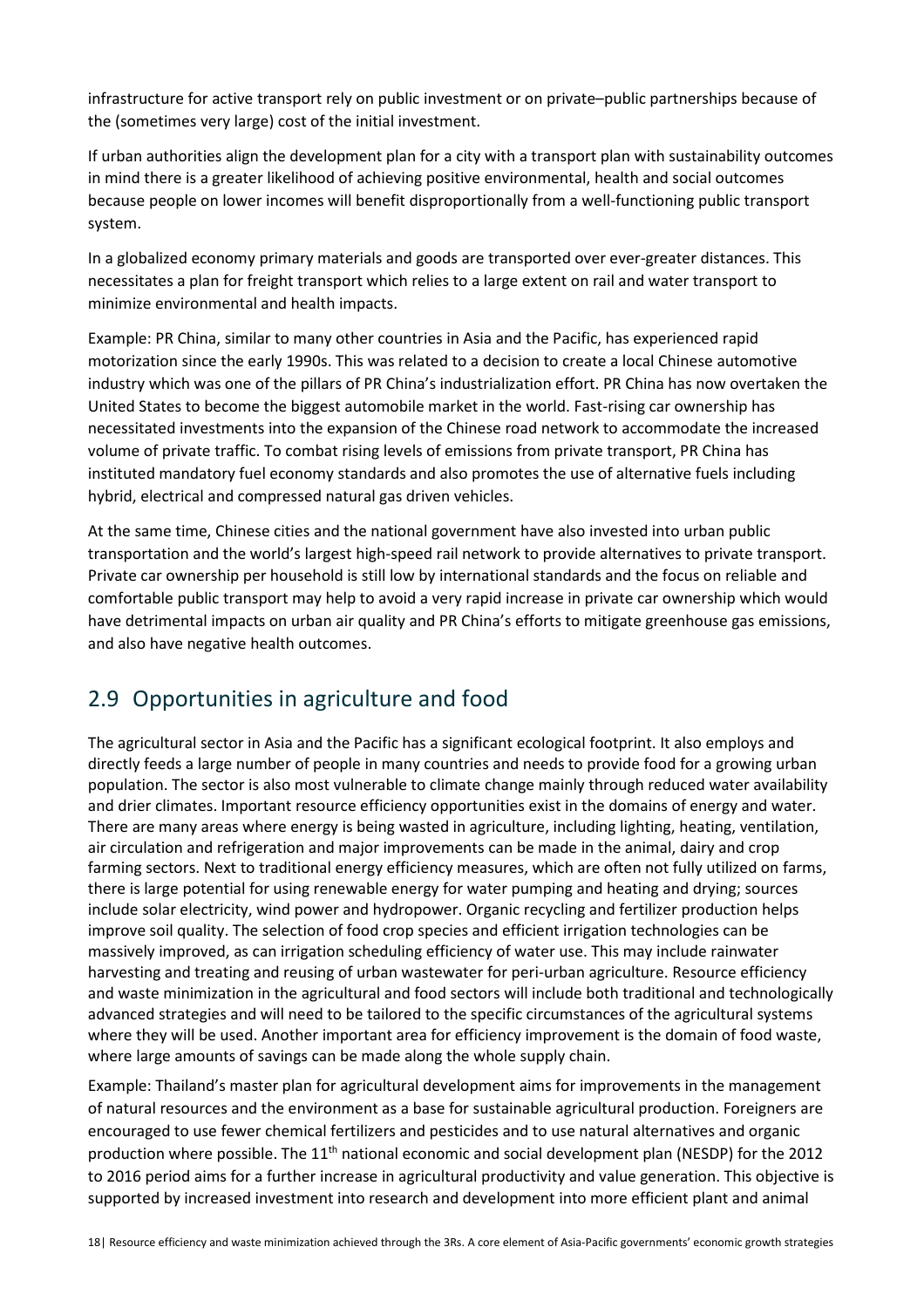infrastructure for active transport rely on public investment or on private–public partnerships because of the (sometimes very large) cost of the initial investment.

If urban authorities align the development plan for a city with a transport plan with sustainability outcomes in mind there is a greater likelihood of achieving positive environmental, health and social outcomes because people on lower incomes will benefit disproportionally from a well-functioning public transport system.

In a globalized economy primary materials and goods are transported over ever-greater distances. This necessitates a plan for freight transport which relies to a large extent on rail and water transport to minimize environmental and health impacts.

Example: PR China, similar to many other countries in Asia and the Pacific, has experienced rapid motorization since the early 1990s. This was related to a decision to create a local Chinese automotive industry which was one of the pillars of PR China's industrialization effort. PR China has now overtaken the United States to become the biggest automobile market in the world. Fast-rising car ownership has necessitated investments into the expansion of the Chinese road network to accommodate the increased volume of private traffic. To combat rising levels of emissions from private transport, PR China has instituted mandatory fuel economy standards and also promotes the use of alternative fuels including hybrid, electrical and compressed natural gas driven vehicles.

At the same time, Chinese cities and the national government have also invested into urban public transportation and the world's largest high-speed rail network to provide alternatives to private transport. Private car ownership per household is still low by international standards and the focus on reliable and comfortable public transport may help to avoid a very rapid increase in private car ownership which would have detrimental impacts on urban air quality and PR China's efforts to mitigate greenhouse gas emissions, and also have negative health outcomes.

## 2.9 Opportunities in agriculture and food

The agricultural sector in Asia and the Pacific has a significant ecological footprint. It also employs and directly feeds a large number of people in many countries and needs to provide food for a growing urban population. The sector is also most vulnerable to climate change mainly through reduced water availability and drier climates. Important resource efficiency opportunities exist in the domains of energy and water. There are many areas where energy is being wasted in agriculture, including lighting, heating, ventilation, air circulation and refrigeration and major improvements can be made in the animal, dairy and crop farming sectors. Next to traditional energy efficiency measures, which are often not fully utilized on farms, there is large potential for using renewable energy for water pumping and heating and drying; sources include solar electricity, wind power and hydropower. Organic recycling and fertilizer production helps improve soil quality. The selection of food crop species and efficient irrigation technologies can be massively improved, as can irrigation scheduling efficiency of water use. This may include rainwater harvesting and treating and reusing of urban wastewater for peri-urban agriculture. Resource efficiency and waste minimization in the agricultural and food sectors will include both traditional and technologically advanced strategies and will need to be tailored to the specific circumstances of the agricultural systems where they will be used. Another important area for efficiency improvement is the domain of food waste, where large amounts of savings can be made along the whole supply chain.

Example: Thailand's master plan for agricultural development aims for improvements in the management of natural resources and the environment as a base for sustainable agricultural production. Foreigners are encouraged to use fewer chemical fertilizers and pesticides and to use natural alternatives and organic production where possible. The 11th national economic and social development plan (NESDP) for the 2012 to 2016 period aims for a further increase in agricultural productivity and value generation. This objective is supported by increased investment into research and development into more efficient plant and animal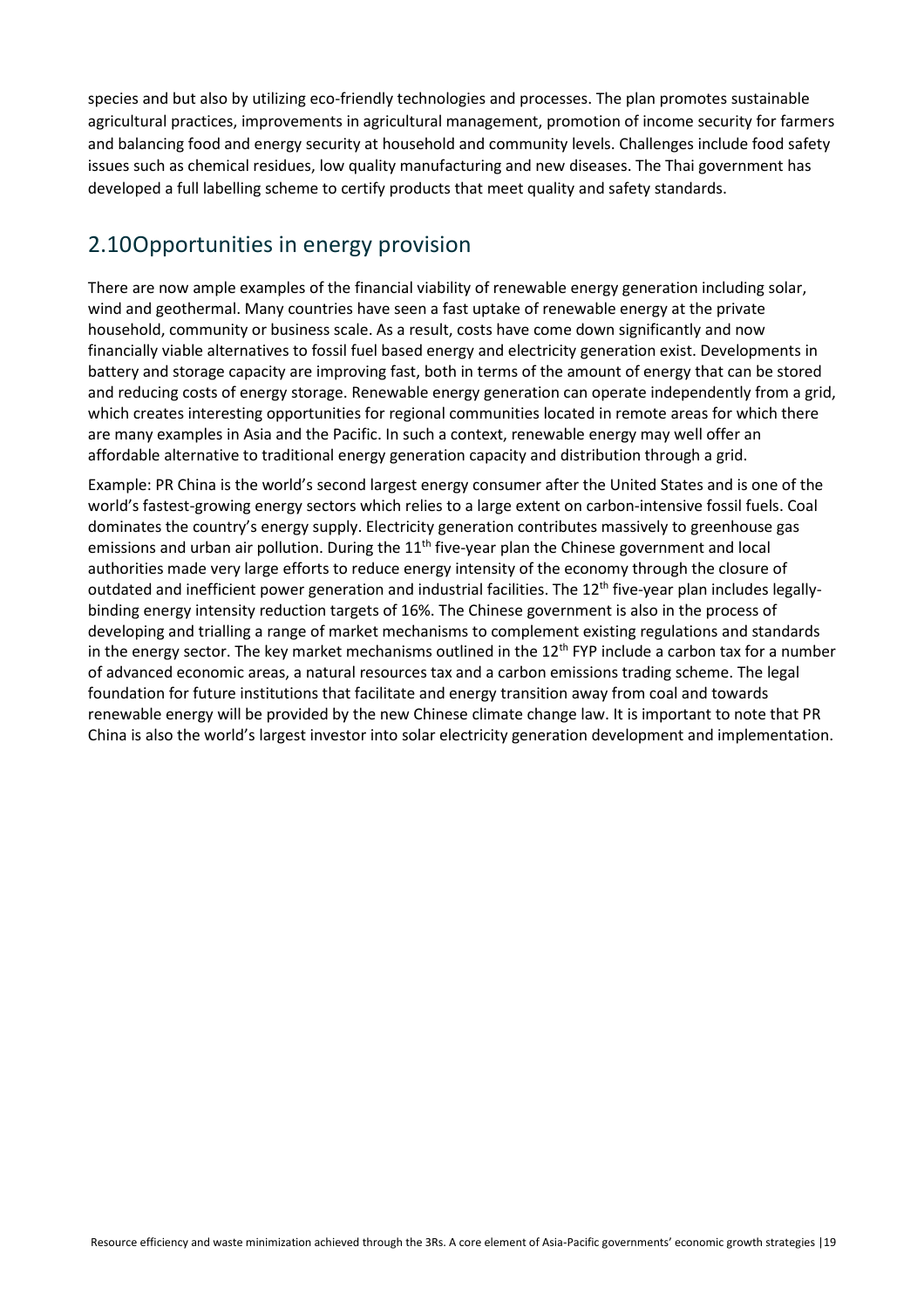species and but also by utilizing eco-friendly technologies and processes. The plan promotes sustainable agricultural practices, improvements in agricultural management, promotion of income security for farmers and balancing food and energy security at household and community levels. Challenges include food safety issues such as chemical residues, low quality manufacturing and new diseases. The Thai government has developed a full labelling scheme to certify products that meet quality and safety standards.

## 2.10Opportunities in energy provision

There are now ample examples of the financial viability of renewable energy generation including solar, wind and geothermal. Many countries have seen a fast uptake of renewable energy at the private household, community or business scale. As a result, costs have come down significantly and now financially viable alternatives to fossil fuel based energy and electricity generation exist. Developments in battery and storage capacity are improving fast, both in terms of the amount of energy that can be stored and reducing costs of energy storage. Renewable energy generation can operate independently from a grid, which creates interesting opportunities for regional communities located in remote areas for which there are many examples in Asia and the Pacific. In such a context, renewable energy may well offer an affordable alternative to traditional energy generation capacity and distribution through a grid.

Example: PR China is the world's second largest energy consumer after the United States and is one of the world's fastest-growing energy sectors which relies to a large extent on carbon-intensive fossil fuels. Coal dominates the country's energy supply. Electricity generation contributes massively to greenhouse gas emissions and urban air pollution. During the 11th five-year plan the Chinese government and local authorities made very large efforts to reduce energy intensity of the economy through the closure of outdated and inefficient power generation and industrial facilities. The 12th five-year plan includes legally-binding energy intensity reduction targets of 16%. The Chinese government is also in the process of developing and trialling a range of market mechanisms to complement existing regulations and standards in the energy sector. The key market mechanisms outlined in the 12th FYP include a carbon tax for a number of advanced economic areas, a natural resources tax and a carbon emissions trading scheme. The legal foundation for future institutions that facilitate and energy transition away from coal and towards renewable energy will be provided by the new Chinese climate change law. It is important to note that PR China is also the world's largest investor into solar electricity generation development and implementation.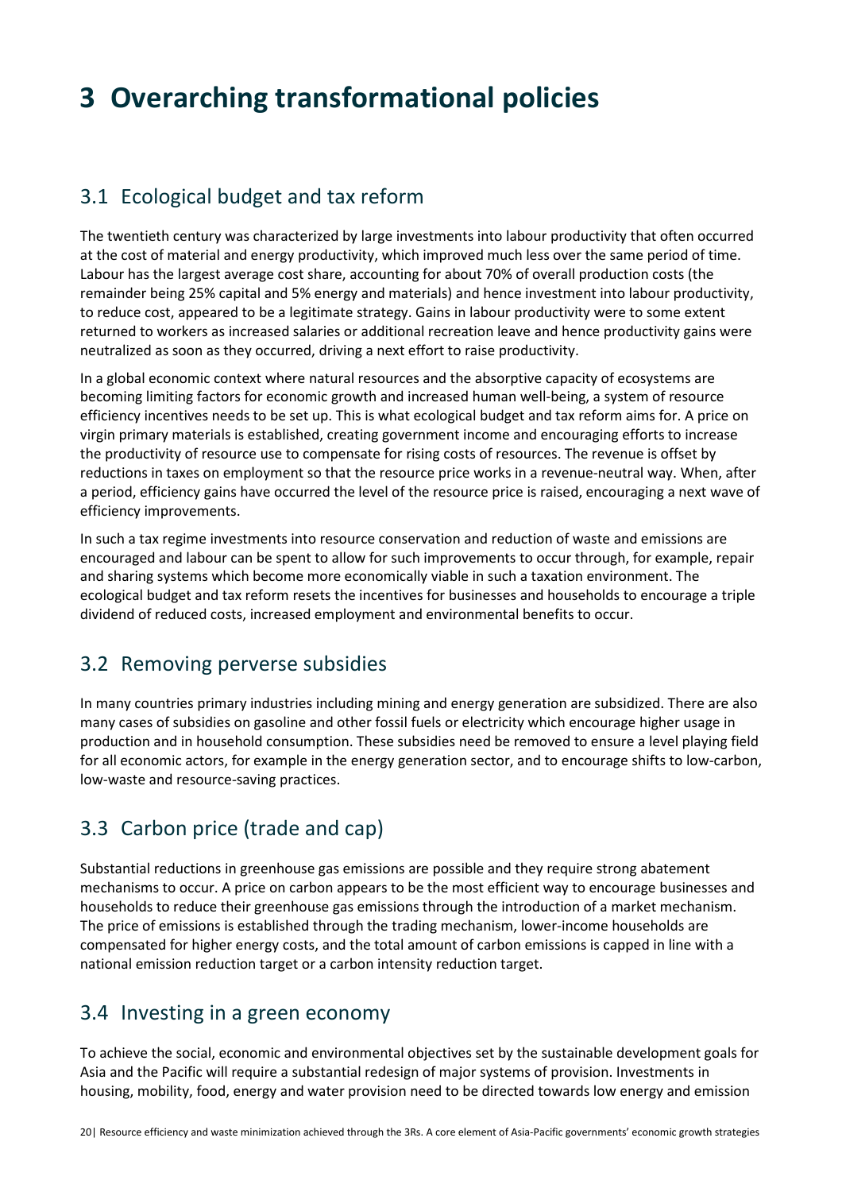# 3 Overarching transformational policies

## 3.1 Ecological budget and tax reform

The twentieth century was characterized by large investments into labour productivity that often occurred at the cost of material and energy productivity, which improved much less over the same period of time. Labour has the largest average cost share, accounting for about 70% of overall production costs (the remainder being 25% capital and 5% energy and materials) and hence investment into labour productivity, to reduce cost, appeared to be a legitimate strategy. Gains in labour productivity were to some extent returned to workers as increased salaries or additional recreation leave and hence productivity gains were neutralized as soon as they occurred, driving a next effort to raise productivity.

In a global economic context where natural resources and the absorptive capacity of ecosystems are becoming limiting factors for economic growth and increased human well-being, a system of resource efficiency incentives needs to be set up. This is what ecological budget and tax reform aims for. A price on virgin primary materials is established, creating government income and encouraging efforts to increase the productivity of resource use to compensate for rising costs of resources. The revenue is offset by reductions in taxes on employment so that the resource price works in a revenue-neutral way. When, after a period, efficiency gains have occurred the level of the resource price is raised, encouraging a next wave of efficiency improvements.

In such a tax regime investments into resource conservation and reduction of waste and emissions are encouraged and labour can be spent to allow for such improvements to occur through, for example, repair and sharing systems which become more economically viable in such a taxation environment. The ecological budget and tax reform resets the incentives for businesses and households to encourage a triple dividend of reduced costs, increased employment and environmental benefits to occur.

## 3.2 Removing perverse subsidies

In many countries primary industries including mining and energy generation are subsidized. There are also many cases of subsidies on gasoline and other fossil fuels or electricity which encourage higher usage in production and in household consumption. These subsidies need be removed to ensure a level playing field for all economic actors, for example in the energy generation sector, and to encourage shifts to low-carbon, low-waste and resource-saving practices.

## 3.3 Carbon price (trade and cap)

Substantial reductions in greenhouse gas emissions are possible and they require strong abatement mechanisms to occur. A price on carbon appears to be the most efficient way to encourage businesses and households to reduce their greenhouse gas emissions through the introduction of a market mechanism. The price of emissions is established through the trading mechanism, lower-income households are compensated for higher energy costs, and the total amount of carbon emissions is capped in line with a national emission reduction target or a carbon intensity reduction target.

## 3.4 Investing in a green economy

To achieve the social, economic and environmental objectives set by the sustainable development goals for Asia and the Pacific will require a substantial redesign of major systems of provision. Investments in housing, mobility, food, energy and water provision need to be directed towards low energy and emission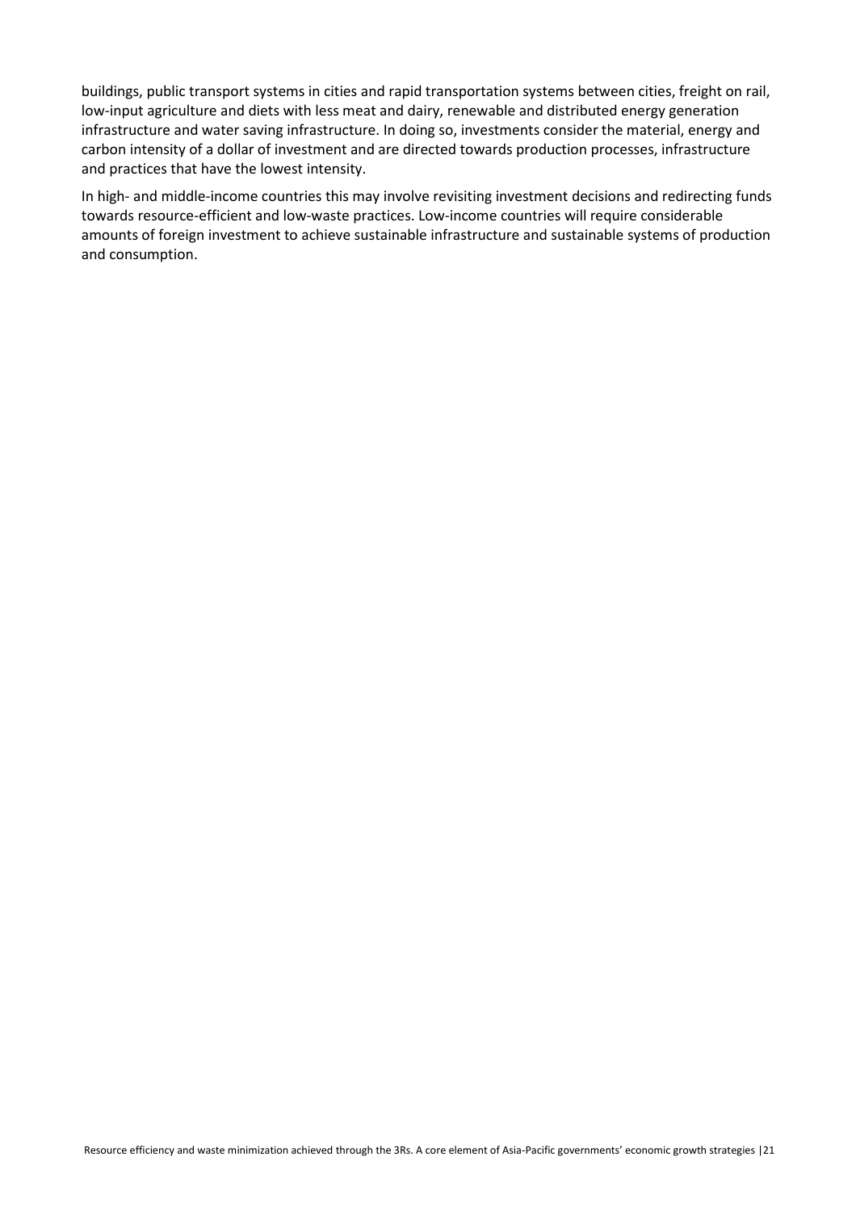buildings, public transport systems in cities and rapid transportation systems between cities, freight on rail, low-input agriculture and diets with less meat and dairy, renewable and distributed energy generation infrastructure and water saving infrastructure. In doing so, investments consider the material, energy and carbon intensity of a dollar of investment and are directed towards production processes, infrastructure and practices that have the lowest intensity.

In high- and middle-income countries this may involve revisiting investment decisions and redirecting funds towards resource-efficient and low-waste practices. Low-income countries will require considerable amounts of foreign investment to achieve sustainable infrastructure and sustainable systems of production and consumption.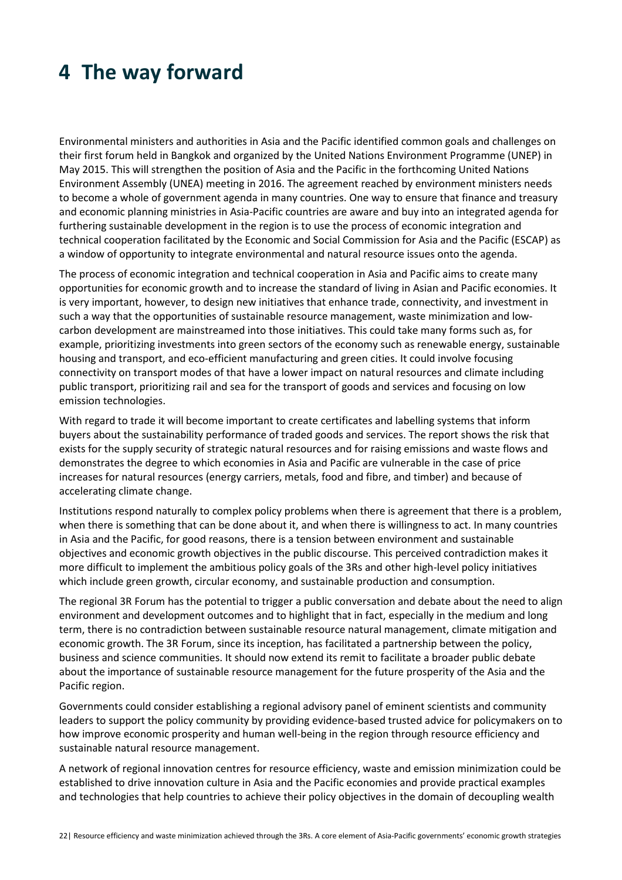# 4 The way forward

Environmental ministers and authorities in Asia and the Pacific identified common goals and challenges on their first forum held in Bangkok and organized by the United Nations Environment Programme (UNEP) in May 2015. This will strengthen the position of Asia and the Pacific in the forthcoming United Nations Environment Assembly (UNEA) meeting in 2016. The agreement reached by environment ministers needs to become a whole of government agenda in many countries. One way to ensure that finance and treasury and economic planning ministries in Asia-Pacific countries are aware and buy into an integrated agenda for furthering sustainable development in the region is to use the process of economic integration and technical cooperation facilitated by the Economic and Social Commission for Asia and the Pacific (ESCAP) as a window of opportunity to integrate environmental and natural resource issues onto the agenda.

The process of economic integration and technical cooperation in Asia and Pacific aims to create many opportunities for economic growth and to increase the standard of living in Asian and Pacific economies. It is very important, however, to design new initiatives that enhance trade, connectivity, and investment in such a way that the opportunities of sustainable resource management, waste minimization and low-carbon development are mainstreamed into those initiatives. This could take many forms such as, for example, prioritizing investments into green sectors of the economy such as renewable energy, sustainable housing and transport, and eco-efficient manufacturing and green cities. It could involve focusing connectivity on transport modes of that have a lower impact on natural resources and climate including public transport, prioritizing rail and sea for the transport of goods and services and focusing on low emission technologies.

With regard to trade it will become important to create certificates and labelling systems that inform buyers about the sustainability performance of traded goods and services. The report shows the risk that exists for the supply security of strategic natural resources and for raising emissions and waste flows and demonstrates the degree to which economies in Asia and Pacific are vulnerable in the case of price increases for natural resources (energy carriers, metals, food and fibre, and timber) and because of accelerating climate change.

Institutions respond naturally to complex policy problems when there is agreement that there is a problem, when there is something that can be done about it, and when there is willingness to act. In many countries in Asia and the Pacific, for good reasons, there is a tension between environment and sustainable objectives and economic growth objectives in the public discourse. This perceived contradiction makes it more difficult to implement the ambitious policy goals of the 3Rs and other high-level policy initiatives which include green growth, circular economy, and sustainable production and consumption.

The regional 3R Forum has the potential to trigger a public conversation and debate about the need to align environment and development outcomes and to highlight that in fact, especially in the medium and long term, there is no contradiction between sustainable resource natural management, climate mitigation and economic growth. The 3R Forum, since its inception, has facilitated a partnership between the policy, business and science communities. It should now extend its remit to facilitate a broader public debate about the importance of sustainable resource management for the future prosperity of the Asia and the Pacific region.

Governments could consider establishing a regional advisory panel of eminent scientists and community leaders to support the policy community by providing evidence-based trusted advice for policymakers on to how improve economic prosperity and human well-being in the region through resource efficiency and sustainable natural resource management.

A network of regional innovation centres for resource efficiency, waste and emission minimization could be established to drive innovation culture in Asia and the Pacific economies and provide practical examples and technologies that help countries to achieve their policy objectives in the domain of decoupling wealth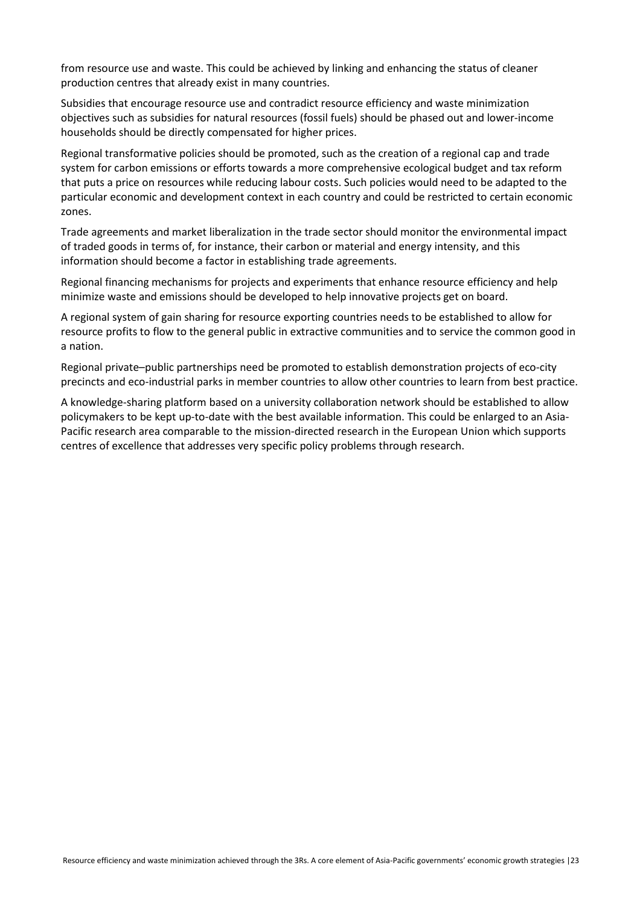from resource use and waste. This could be achieved by linking and enhancing the status of cleaner production centres that already exist in many countries.

Subsidies that encourage resource use and contradict resource efficiency and waste minimization objectives such as subsidies for natural resources (fossil fuels) should be phased out and lower-income households should be directly compensated for higher prices.

Regional transformative policies should be promoted, such as the creation of a regional cap and trade system for carbon emissions or efforts towards a more comprehensive ecological budget and tax reform that puts a price on resources while reducing labour costs. Such policies would need to be adapted to the particular economic and development context in each country and could be restricted to certain economic zones.

Trade agreements and market liberalization in the trade sector should monitor the environmental impact of traded goods in terms of, for instance, their carbon or material and energy intensity, and this information should become a factor in establishing trade agreements.

Regional financing mechanisms for projects and experiments that enhance resource efficiency and help minimize waste and emissions should be developed to help innovative projects get on board.

A regional system of gain sharing for resource exporting countries needs to be established to allow for resource profits to flow to the general public in extractive communities and to service the common good in a nation.

Regional private–public partnerships need be promoted to establish demonstration projects of eco-city precincts and eco-industrial parks in member countries to allow other countries to learn from best practice.

A knowledge-sharing platform based on a university collaboration network should be established to allow policymakers to be kept up-to-date with the best available information. This could be enlarged to an Asia-Pacific research area comparable to the mission-directed research in the European Union which supports centres of excellence that addresses very specific policy problems through research.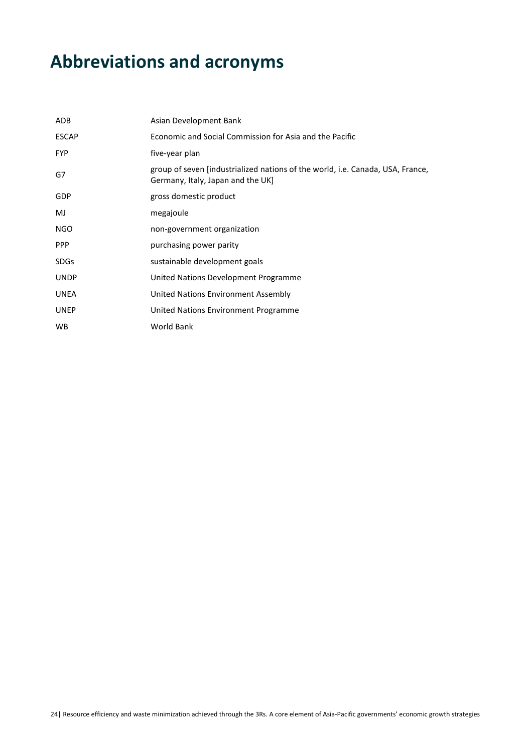# Abbreviations and acronyms

| | |
|---|---|
| ADB | Asian Development Bank |
| ESCAP | Economic and Social Commission for Asia and the Pacific |
| FYP | five-year plan |
| G7 | group of seven [industrialized nations of the world, i.e. Canada, USA, France, Germany, Italy, Japan and the UK] |
| GDP | gross domestic product |
| MJ | megajoule |
| NGO | non-government organization |
| PPP | purchasing power parity |
| SDGs | sustainable development goals |
| UNDP | United Nations Development Programme |
| UNEA | United Nations Environment Assembly |
| UNEP | United Nations Environment Programme |
| WB | World Bank |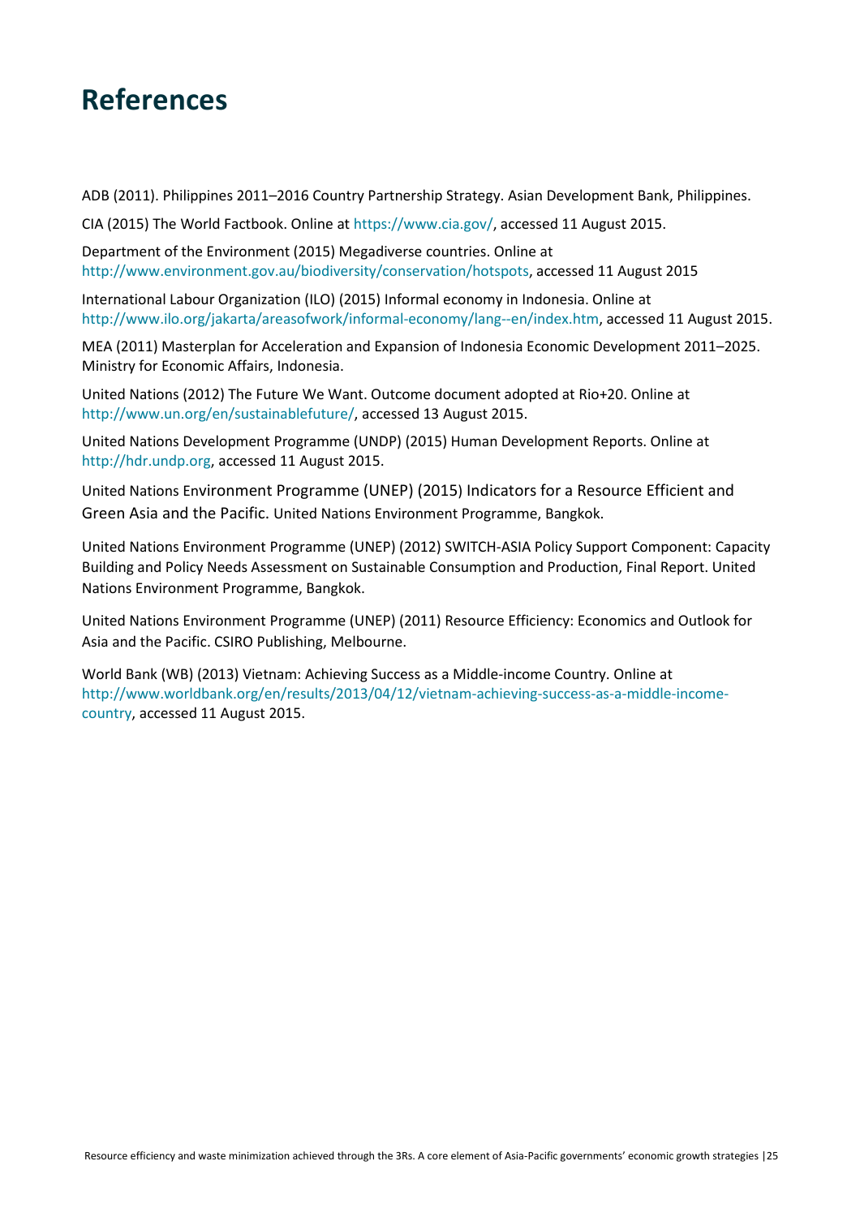# References

ADB (2011). Philippines 2011–2016 Country Partnership Strategy. Asian Development Bank, Philippines.

CIA (2015) The World Factbook. Online at https://www.cia.gov/, accessed 11 August 2015.

Department of the Environment (2015) Megadiverse countries. Online at http://www.environment.gov.au/biodiversity/conservation/hotspots, accessed 11 August 2015

International Labour Organization (ILO) (2015) Informal economy in Indonesia. Online at http://www.ilo.org/jakarta/areasofwork/informal-economy/lang--en/index.htm, accessed 11 August 2015.

MEA (2011) Masterplan for Acceleration and Expansion of Indonesia Economic Development 2011–2025. Ministry for Economic Affairs, Indonesia.

United Nations (2012) The Future We Want. Outcome document adopted at Rio+20. Online at http://www.un.org/en/sustainablefuture/, accessed 13 August 2015.

United Nations Development Programme (UNDP) (2015) Human Development Reports. Online at http://hdr.undp.org, accessed 11 August 2015.

United Nations Environment Programme (UNEP) (2015) Indicators for a Resource Efficient and Green Asia and the Pacific. United Nations Environment Programme, Bangkok.

United Nations Environment Programme (UNEP) (2012) SWITCH-ASIA Policy Support Component: Capacity Building and Policy Needs Assessment on Sustainable Consumption and Production, Final Report. United Nations Environment Programme, Bangkok.

United Nations Environment Programme (UNEP) (2011) Resource Efficiency: Economics and Outlook for Asia and the Pacific. CSIRO Publishing, Melbourne.

World Bank (WB) (2013) Vietnam: Achieving Success as a Middle-income Country. Online at http://www.worldbank.org/en/results/2013/04/12/vietnam-achieving-success-as-a-middle-income-country, accessed 11 August 2015.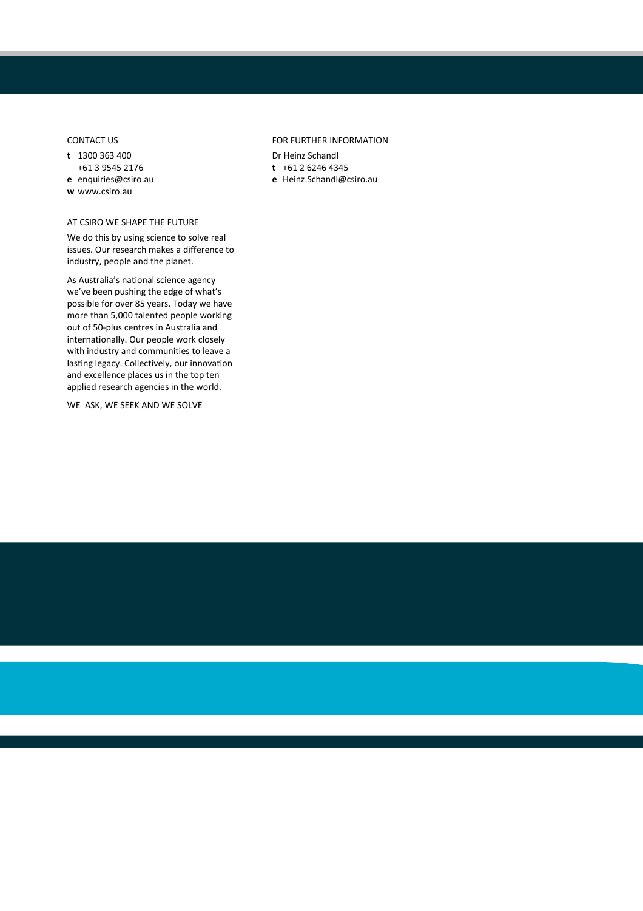CONTACT US

**t** 1300 363 400
+61 3 9545 2176
**e** enquiries@csiro.au
**w** www.csiro.au

AT CSIRO WE SHAPE THE FUTURE

We do this by using science to solve real issues. Our research makes a difference to industry, people and the planet.

As Australia's national science agency we've been pushing the edge of what's possible for over 85 years. Today we have more than 5,000 talented people working out of 50-plus centres in Australia and internationally. Our people work closely with industry and communities to leave a lasting legacy. Collectively, our innovation and excellence places us in the top ten applied research agencies in the world.

WE ASK, WE SEEK AND WE SOLVE

FOR FURTHER INFORMATION

Dr Heinz Schandl
**t** +61 2 6246 4345
**e** Heinz.Schandl@csiro.au